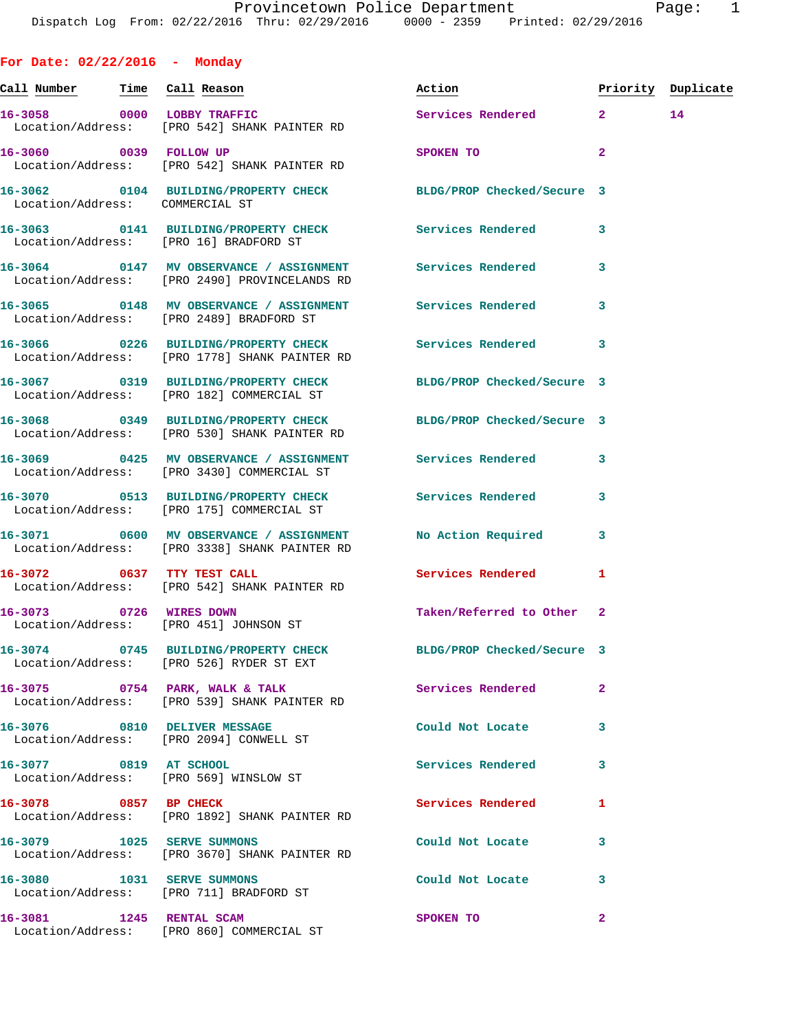## For Date: 02/22/2016 - Monday

| Call Number | Time | Call Reason | Action | Priority | Duplicate |
|---|---|---|---|---|---|
| 16-3058 | 0000 | LOBBY TRAFFIC | Services Rendered | 2 | 14 |
| Location/Address: | | [PRO 542] SHANK PAINTER RD | | | |
| 16-3060 | 0039 | FOLLOW UP | SPOKEN TO | 2 | |
| Location/Address: | | [PRO 542] SHANK PAINTER RD | | | |
| 16-3062 | 0104 | BUILDING/PROPERTY CHECK | BLDG/PROP Checked/Secure | 3 | |
| Location/Address: | | COMMERCIAL ST | | | |
| 16-3063 | 0141 | BUILDING/PROPERTY CHECK | Services Rendered | 3 | |
| Location/Address: | | [PRO 16] BRADFORD ST | | | |
| 16-3064 | 0147 | MV OBSERVANCE / ASSIGNMENT | Services Rendered | 3 | |
| Location/Address: | | [PRO 2490] PROVINCELANDS RD | | | |
| 16-3065 | 0148 | MV OBSERVANCE / ASSIGNMENT | Services Rendered | 3 | |
| Location/Address: | | [PRO 2489] BRADFORD ST | | | |
| 16-3066 | 0226 | BUILDING/PROPERTY CHECK | Services Rendered | 3 | |
| Location/Address: | | [PRO 1778] SHANK PAINTER RD | | | |
| 16-3067 | 0319 | BUILDING/PROPERTY CHECK | BLDG/PROP Checked/Secure | 3 | |
| Location/Address: | | [PRO 182] COMMERCIAL ST | | | |
| 16-3068 | 0349 | BUILDING/PROPERTY CHECK | BLDG/PROP Checked/Secure | 3 | |
| Location/Address: | | [PRO 530] SHANK PAINTER RD | | | |
| 16-3069 | 0425 | MV OBSERVANCE / ASSIGNMENT | Services Rendered | 3 | |
| Location/Address: | | [PRO 3430] COMMERCIAL ST | | | |
| 16-3070 | 0513 | BUILDING/PROPERTY CHECK | Services Rendered | 3 | |
| Location/Address: | | [PRO 175] COMMERCIAL ST | | | |
| 16-3071 | 0600 | MV OBSERVANCE / ASSIGNMENT | No Action Required | 3 | |
| Location/Address: | | [PRO 3338] SHANK PAINTER RD | | | |
| 16-3072 | 0637 | TTY TEST CALL | Services Rendered | 1 | |
| Location/Address: | | [PRO 542] SHANK PAINTER RD | | | |
| 16-3073 | 0726 | WIRES DOWN | Taken/Referred to Other | 2 | |
| Location/Address: | | [PRO 451] JOHNSON ST | | | |
| 16-3074 | 0745 | BUILDING/PROPERTY CHECK | BLDG/PROP Checked/Secure | 3 | |
| Location/Address: | | [PRO 526] RYDER ST EXT | | | |
| 16-3075 | 0754 | PARK, WALK & TALK | Services Rendered | 2 | |
| Location/Address: | | [PRO 539] SHANK PAINTER RD | | | |
| 16-3076 | 0810 | DELIVER MESSAGE | Could Not Locate | 3 | |
| Location/Address: | | [PRO 2094] CONWELL ST | | | |
| 16-3077 | 0819 | AT SCHOOL | Services Rendered | 3 | |
| Location/Address: | | [PRO 569] WINSLOW ST | | | |
| 16-3078 | 0857 | BP CHECK | Services Rendered | 1 | |
| Location/Address: | | [PRO 1892] SHANK PAINTER RD | | | |
| 16-3079 | 1025 | SERVE SUMMONS | Could Not Locate | 3 | |
| Location/Address: | | [PRO 3670] SHANK PAINTER RD | | | |
| 16-3080 | 1031 | SERVE SUMMONS | Could Not Locate | 3 | |
| Location/Address: | | [PRO 711] BRADFORD ST | | | |
| 16-3081 | 1245 | RENTAL SCAM | SPOKEN TO | 2 | |
| Location/Address: | | [PRO 860] COMMERCIAL ST | | | |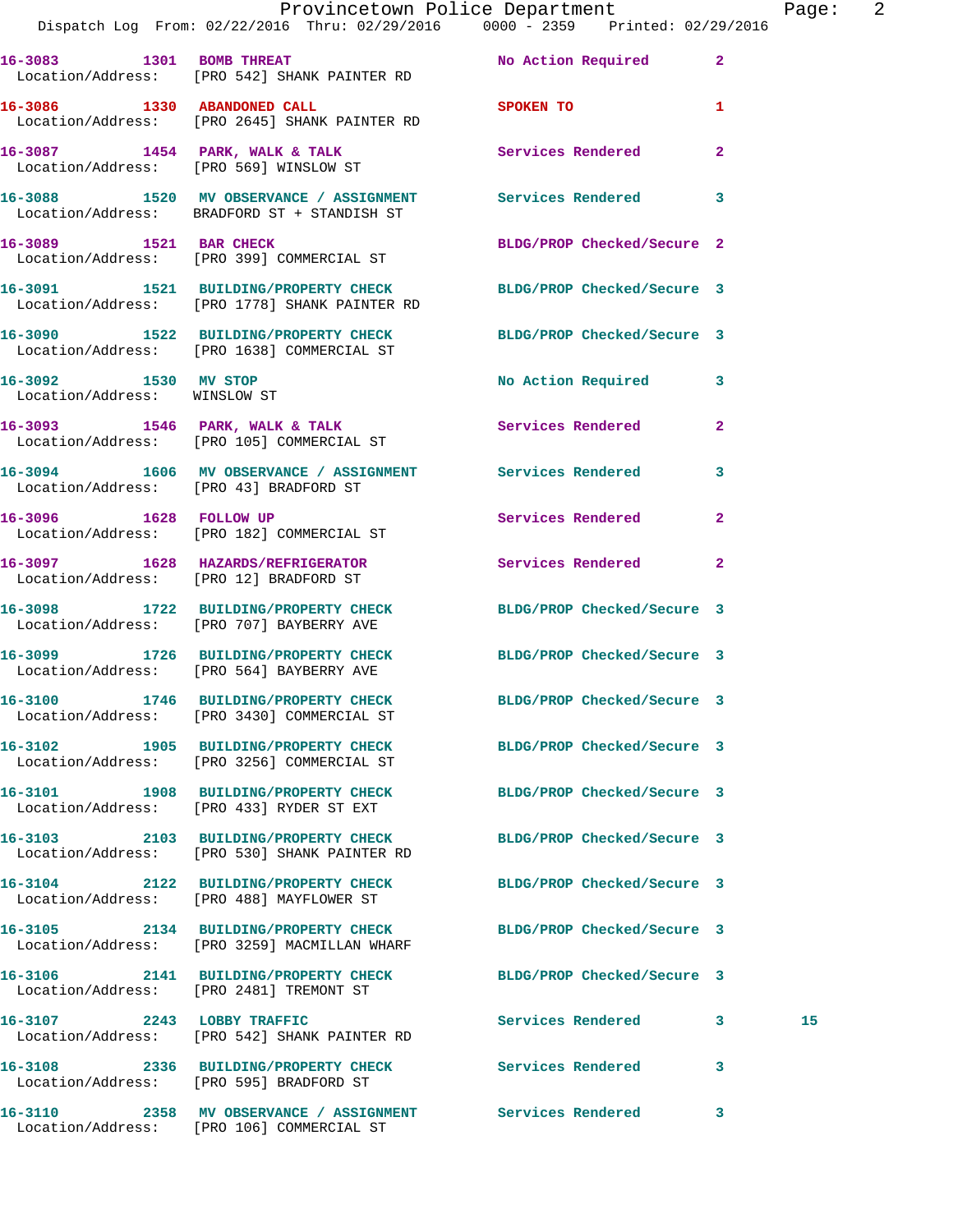| Call Number | Time | Call Reason | Action | Priority | |
|---|---|---|---|---|---|
| 16-3083 | 1301 | BOMB THREAT | No Action Required | 2 | |
| Location/Address: | [PRO 542] SHANK PAINTER RD | | | | |
| 16-3086 | 1330 | ABANDONED CALL | SPOKEN TO | 1 | |
| Location/Address: | [PRO 2645] SHANK PAINTER RD | | | | |
| 16-3087 | 1454 | PARK, WALK & TALK | Services Rendered | 2 | |
| Location/Address: | [PRO 569] WINSLOW ST | | | | |
| 16-3088 | 1520 | MV OBSERVANCE / ASSIGNMENT | Services Rendered | 3 | |
| Location/Address: | BRADFORD ST + STANDISH ST | | | | |
| 16-3089 | 1521 | BAR CHECK | BLDG/PROP Checked/Secure | 2 | |
| Location/Address: | [PRO 399] COMMERCIAL ST | | | | |
| 16-3091 | 1521 | BUILDING/PROPERTY CHECK | BLDG/PROP Checked/Secure | 3 | |
| Location/Address: | [PRO 1778] SHANK PAINTER RD | | | | |
| 16-3090 | 1522 | BUILDING/PROPERTY CHECK | BLDG/PROP Checked/Secure | 3 | |
| Location/Address: | [PRO 1638] COMMERCIAL ST | | | | |
| 16-3092 | 1530 | MV STOP | No Action Required | 3 | |
| Location/Address: | WINSLOW ST | | | | |
| 16-3093 | 1546 | PARK, WALK & TALK | Services Rendered | 2 | |
| Location/Address: | [PRO 105] COMMERCIAL ST | | | | |
| 16-3094 | 1606 | MV OBSERVANCE / ASSIGNMENT | Services Rendered | 3 | |
| Location/Address: | [PRO 43] BRADFORD ST | | | | |
| 16-3096 | 1628 | FOLLOW UP | Services Rendered | 2 | |
| Location/Address: | [PRO 182] COMMERCIAL ST | | | | |
| 16-3097 | 1628 | HAZARDS/REFRIGERATOR | Services Rendered | 2 | |
| Location/Address: | [PRO 12] BRADFORD ST | | | | |
| 16-3098 | 1722 | BUILDING/PROPERTY CHECK | BLDG/PROP Checked/Secure | 3 | |
| Location/Address: | [PRO 707] BAYBERRY AVE | | | | |
| 16-3099 | 1726 | BUILDING/PROPERTY CHECK | BLDG/PROP Checked/Secure | 3 | |
| Location/Address: | [PRO 564] BAYBERRY AVE | | | | |
| 16-3100 | 1746 | BUILDING/PROPERTY CHECK | BLDG/PROP Checked/Secure | 3 | |
| Location/Address: | [PRO 3430] COMMERCIAL ST | | | | |
| 16-3102 | 1905 | BUILDING/PROPERTY CHECK | BLDG/PROP Checked/Secure | 3 | |
| Location/Address: | [PRO 3256] COMMERCIAL ST | | | | |
| 16-3101 | 1908 | BUILDING/PROPERTY CHECK | BLDG/PROP Checked/Secure | 3 | |
| Location/Address: | [PRO 433] RYDER ST EXT | | | | |
| 16-3103 | 2103 | BUILDING/PROPERTY CHECK | BLDG/PROP Checked/Secure | 3 | |
| Location/Address: | [PRO 530] SHANK PAINTER RD | | | | |
| 16-3104 | 2122 | BUILDING/PROPERTY CHECK | BLDG/PROP Checked/Secure | 3 | |
| Location/Address: | [PRO 488] MAYFLOWER ST | | | | |
| 16-3105 | 2134 | BUILDING/PROPERTY CHECK | BLDG/PROP Checked/Secure | 3 | |
| Location/Address: | [PRO 3259] MACMILLAN WHARF | | | | |
| 16-3106 | 2141 | BUILDING/PROPERTY CHECK | BLDG/PROP Checked/Secure | 3 | |
| Location/Address: | [PRO 2481] TREMONT ST | | | | |
| 16-3107 | 2243 | LOBBY TRAFFIC | Services Rendered | 3 | 15 |
| Location/Address: | [PRO 542] SHANK PAINTER RD | | | | |
| 16-3108 | 2336 | BUILDING/PROPERTY CHECK | Services Rendered | 3 | |
| Location/Address: | [PRO 595] BRADFORD ST | | | | |
| 16-3110 | 2358 | MV OBSERVANCE / ASSIGNMENT | Services Rendered | 3 | |
| Location/Address: | [PRO 106] COMMERCIAL ST | | | | |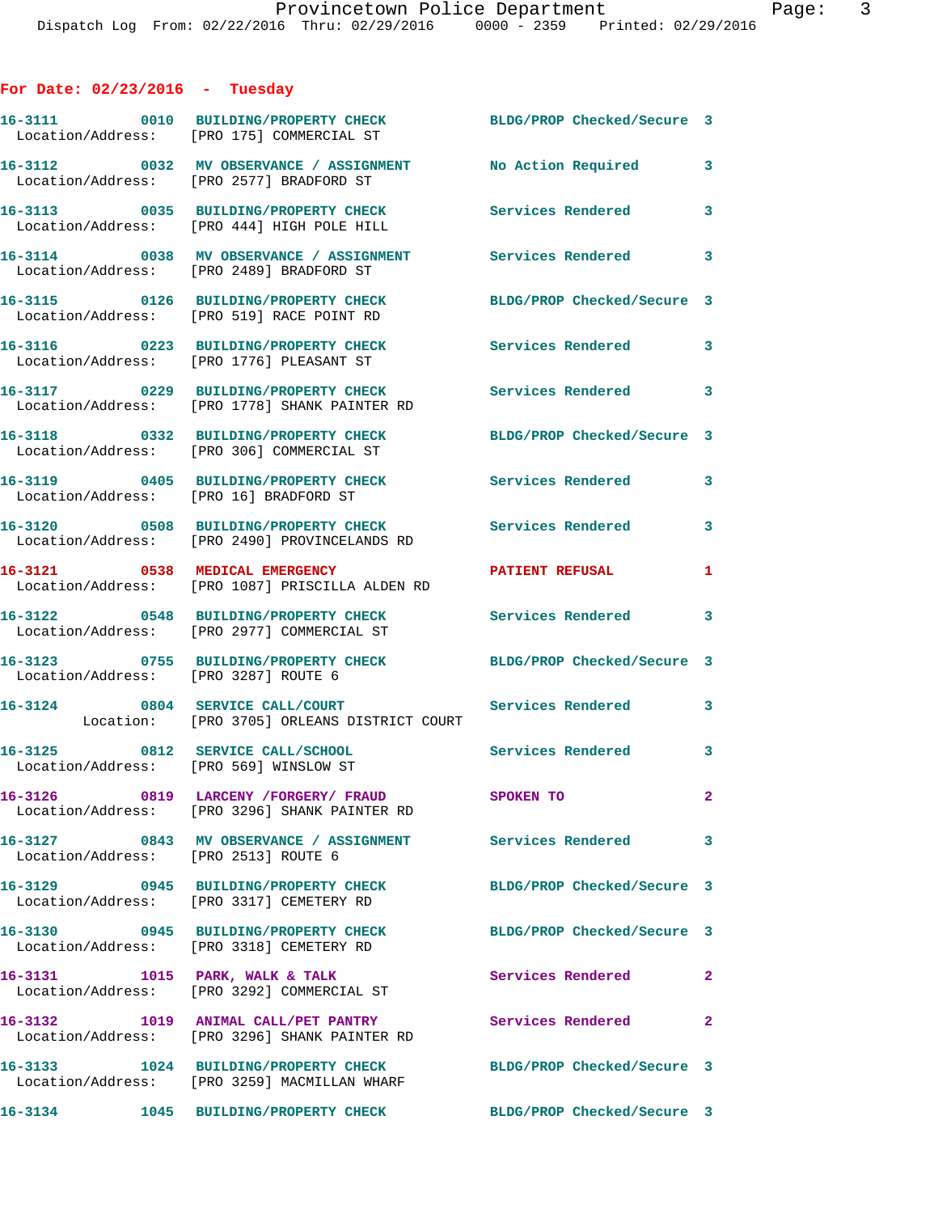**For Date: 02/23/2016 - Tuesday**

16-3111 0010 BUILDING/PROPERTY CHECK BLDG/PROP Checked/Secure 3
Location/Address: [PRO 175] COMMERCIAL ST

16-3112 0032 MV OBSERVANCE / ASSIGNMENT No Action Required 3
Location/Address: [PRO 2577] BRADFORD ST

16-3113 0035 BUILDING/PROPERTY CHECK Services Rendered 3
Location/Address: [PRO 444] HIGH POLE HILL

16-3114 0038 MV OBSERVANCE / ASSIGNMENT Services Rendered 3
Location/Address: [PRO 2489] BRADFORD ST

16-3115 0126 BUILDING/PROPERTY CHECK BLDG/PROP Checked/Secure 3
Location/Address: [PRO 519] RACE POINT RD

16-3116 0223 BUILDING/PROPERTY CHECK Services Rendered 3
Location/Address: [PRO 1776] PLEASANT ST

16-3117 0229 BUILDING/PROPERTY CHECK Services Rendered 3
Location/Address: [PRO 1778] SHANK PAINTER RD

16-3118 0332 BUILDING/PROPERTY CHECK BLDG/PROP Checked/Secure 3
Location/Address: [PRO 306] COMMERCIAL ST

16-3119 0405 BUILDING/PROPERTY CHECK Services Rendered 3
Location/Address: [PRO 16] BRADFORD ST

16-3120 0508 BUILDING/PROPERTY CHECK Services Rendered 3
Location/Address: [PRO 2490] PROVINCELANDS RD

16-3121 0538 MEDICAL EMERGENCY PATIENT REFUSAL 1
Location/Address: [PRO 1087] PRISCILLA ALDEN RD

16-3122 0548 BUILDING/PROPERTY CHECK Services Rendered 3
Location/Address: [PRO 2977] COMMERCIAL ST

16-3123 0755 BUILDING/PROPERTY CHECK BLDG/PROP Checked/Secure 3
Location/Address: [PRO 3287] ROUTE 6

16-3124 0804 SERVICE CALL/COURT Services Rendered 3
Location: [PRO 3705] ORLEANS DISTRICT COURT

16-3125 0812 SERVICE CALL/SCHOOL Services Rendered 3
Location/Address: [PRO 569] WINSLOW ST

16-3126 0819 LARCENY /FORGERY/ FRAUD SPOKEN TO 2
Location/Address: [PRO 3296] SHANK PAINTER RD

16-3127 0843 MV OBSERVANCE / ASSIGNMENT Services Rendered 3
Location/Address: [PRO 2513] ROUTE 6

16-3129 0945 BUILDING/PROPERTY CHECK BLDG/PROP Checked/Secure 3
Location/Address: [PRO 3317] CEMETERY RD

16-3130 0945 BUILDING/PROPERTY CHECK BLDG/PROP Checked/Secure 3
Location/Address: [PRO 3318] CEMETERY RD

16-3131 1015 PARK, WALK & TALK Services Rendered 2
Location/Address: [PRO 3292] COMMERCIAL ST

16-3132 1019 ANIMAL CALL/PET PANTRY Services Rendered 2
Location/Address: [PRO 3296] SHANK PAINTER RD

16-3133 1024 BUILDING/PROPERTY CHECK BLDG/PROP Checked/Secure 3
Location/Address: [PRO 3259] MACMILLAN WHARF

16-3134 1045 BUILDING/PROPERTY CHECK BLDG/PROP Checked/Secure 3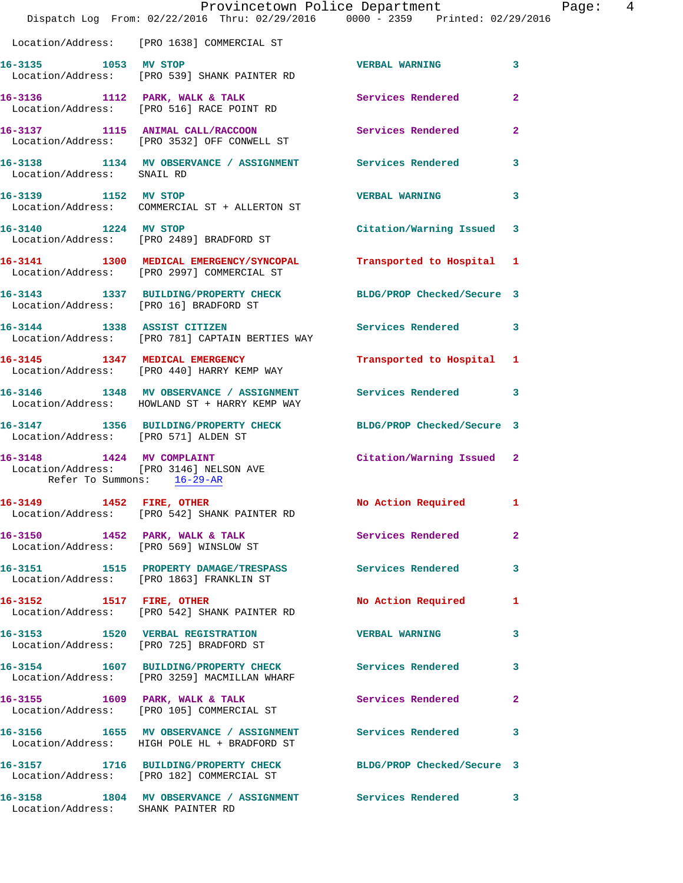Location/Address: [PRO 1638] COMMERCIAL ST

**16-3135** 1053 **MV STOP** VERBAL WARNING 3
Location/Address: [PRO 539] SHANK PAINTER RD

**16-3136** 1112 **PARK, WALK & TALK** Services Rendered 2
Location/Address: [PRO 516] RACE POINT RD

**16-3137** 1115 **ANIMAL CALL/RACCOON** Services Rendered 2
Location/Address: [PRO 3532] OFF CONWELL ST

**16-3138** 1134 **MV OBSERVANCE / ASSIGNMENT** Services Rendered 3
Location/Address: SNAIL RD

**16-3139** 1152 **MV STOP** VERBAL WARNING 3
Location/Address: COMMERCIAL ST + ALLERTON ST

**16-3140** 1224 **MV STOP** Citation/Warning Issued 3
Location/Address: [PRO 2489] BRADFORD ST

**16-3141** 1300 **MEDICAL EMERGENCY/SYNCOPAL** Transported to Hospital 1
Location/Address: [PRO 2997] COMMERCIAL ST

**16-3143** 1337 **BUILDING/PROPERTY CHECK** BLDG/PROP Checked/Secure 3
Location/Address: [PRO 16] BRADFORD ST

**16-3144** 1338 **ASSIST CITIZEN** Services Rendered 3
Location/Address: [PRO 781] CAPTAIN BERTIES WAY

**16-3145** 1347 **MEDICAL EMERGENCY** Transported to Hospital 1
Location/Address: [PRO 440] HARRY KEMP WAY

**16-3146** 1348 **MV OBSERVANCE / ASSIGNMENT** Services Rendered 3
Location/Address: HOWLAND ST + HARRY KEMP WAY

**16-3147** 1356 **BUILDING/PROPERTY CHECK** BLDG/PROP Checked/Secure 3
Location/Address: [PRO 571] ALDEN ST

**16-3148** 1424 **MV COMPLAINT** Citation/Warning Issued 2
Location/Address: [PRO 3146] NELSON AVE
Refer To Summons: 16-29-AR

**16-3149** 1452 **FIRE, OTHER** No Action Required 1
Location/Address: [PRO 542] SHANK PAINTER RD

**16-3150** 1452 **PARK, WALK & TALK** Services Rendered 2
Location/Address: [PRO 569] WINSLOW ST

**16-3151** 1515 **PROPERTY DAMAGE/TRESPASS** Services Rendered 3
Location/Address: [PRO 1863] FRANKLIN ST

**16-3152** 1517 **FIRE, OTHER** No Action Required 1
Location/Address: [PRO 542] SHANK PAINTER RD

**16-3153** 1520 **VERBAL REGISTRATION** VERBAL WARNING 3
Location/Address: [PRO 725] BRADFORD ST

**16-3154** 1607 **BUILDING/PROPERTY CHECK** Services Rendered 3
Location/Address: [PRO 3259] MACMILLAN WHARF

**16-3155** 1609 **PARK, WALK & TALK** Services Rendered 2
Location/Address: [PRO 105] COMMERCIAL ST

**16-3156** 1655 **MV OBSERVANCE / ASSIGNMENT** Services Rendered 3
Location/Address: HIGH POLE HL + BRADFORD ST

**16-3157** 1716 **BUILDING/PROPERTY CHECK** BLDG/PROP Checked/Secure 3
Location/Address: [PRO 182] COMMERCIAL ST

**16-3158** 1804 **MV OBSERVANCE / ASSIGNMENT** Services Rendered 3
Location/Address: SHANK PAINTER RD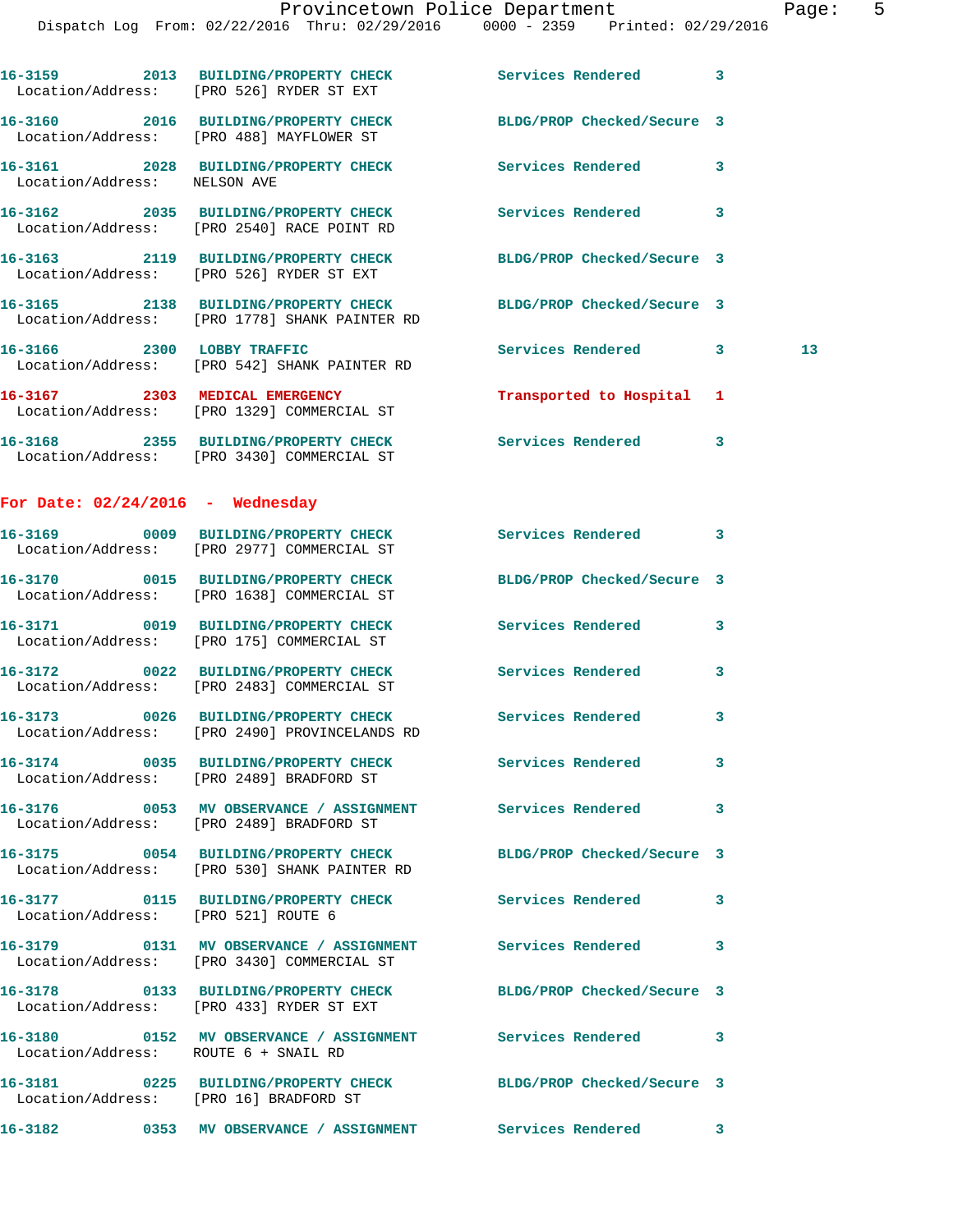16-3159 2013 **BUILDING/PROPERTY CHECK** Services Rendered 3
Location/Address: [PRO 526] RYDER ST EXT

16-3160 2016 **BUILDING/PROPERTY CHECK** BLDG/PROP Checked/Secure 3
Location/Address: [PRO 488] MAYFLOWER ST

16-3161 2028 **BUILDING/PROPERTY CHECK** Services Rendered 3
Location/Address: NELSON AVE

16-3162 2035 **BUILDING/PROPERTY CHECK** Services Rendered 3
Location/Address: [PRO 2540] RACE POINT RD

16-3163 2119 **BUILDING/PROPERTY CHECK** BLDG/PROP Checked/Secure 3
Location/Address: [PRO 526] RYDER ST EXT

16-3165 2138 **BUILDING/PROPERTY CHECK** BLDG/PROP Checked/Secure 3
Location/Address: [PRO 1778] SHANK PAINTER RD

16-3166 2300 **LOBBY TRAFFIC** Services Rendered 3 13
Location/Address: [PRO 542] SHANK PAINTER RD

16-3167 2303 **MEDICAL EMERGENCY** Transported to Hospital 1
Location/Address: [PRO 1329] COMMERCIAL ST

16-3168 2355 **BUILDING/PROPERTY CHECK** Services Rendered 3
Location/Address: [PRO 3430] COMMERCIAL ST

## For Date: 02/24/2016 - Wednesday

16-3169 0009 **BUILDING/PROPERTY CHECK** Services Rendered 3
Location/Address: [PRO 2977] COMMERCIAL ST

16-3170 0015 **BUILDING/PROPERTY CHECK** BLDG/PROP Checked/Secure 3
Location/Address: [PRO 1638] COMMERCIAL ST

16-3171 0019 **BUILDING/PROPERTY CHECK** Services Rendered 3
Location/Address: [PRO 175] COMMERCIAL ST

16-3172 0022 **BUILDING/PROPERTY CHECK** Services Rendered 3
Location/Address: [PRO 2483] COMMERCIAL ST

16-3173 0026 **BUILDING/PROPERTY CHECK** Services Rendered 3
Location/Address: [PRO 2490] PROVINCELANDS RD

16-3174 0035 **BUILDING/PROPERTY CHECK** Services Rendered 3
Location/Address: [PRO 2489] BRADFORD ST

16-3176 0053 **MV OBSERVANCE / ASSIGNMENT** Services Rendered 3
Location/Address: [PRO 2489] BRADFORD ST

16-3175 0054 **BUILDING/PROPERTY CHECK** BLDG/PROP Checked/Secure 3
Location/Address: [PRO 530] SHANK PAINTER RD

16-3177 0115 **BUILDING/PROPERTY CHECK** Services Rendered 3
Location/Address: [PRO 521] ROUTE 6

16-3179 0131 **MV OBSERVANCE / ASSIGNMENT** Services Rendered 3
Location/Address: [PRO 3430] COMMERCIAL ST

16-3178 0133 **BUILDING/PROPERTY CHECK** BLDG/PROP Checked/Secure 3
Location/Address: [PRO 433] RYDER ST EXT

16-3180 0152 **MV OBSERVANCE / ASSIGNMENT** Services Rendered 3
Location/Address: ROUTE 6 + SNAIL RD

16-3181 0225 **BUILDING/PROPERTY CHECK** BLDG/PROP Checked/Secure 3
Location/Address: [PRO 16] BRADFORD ST

16-3182 0353 **MV OBSERVANCE / ASSIGNMENT** Services Rendered 3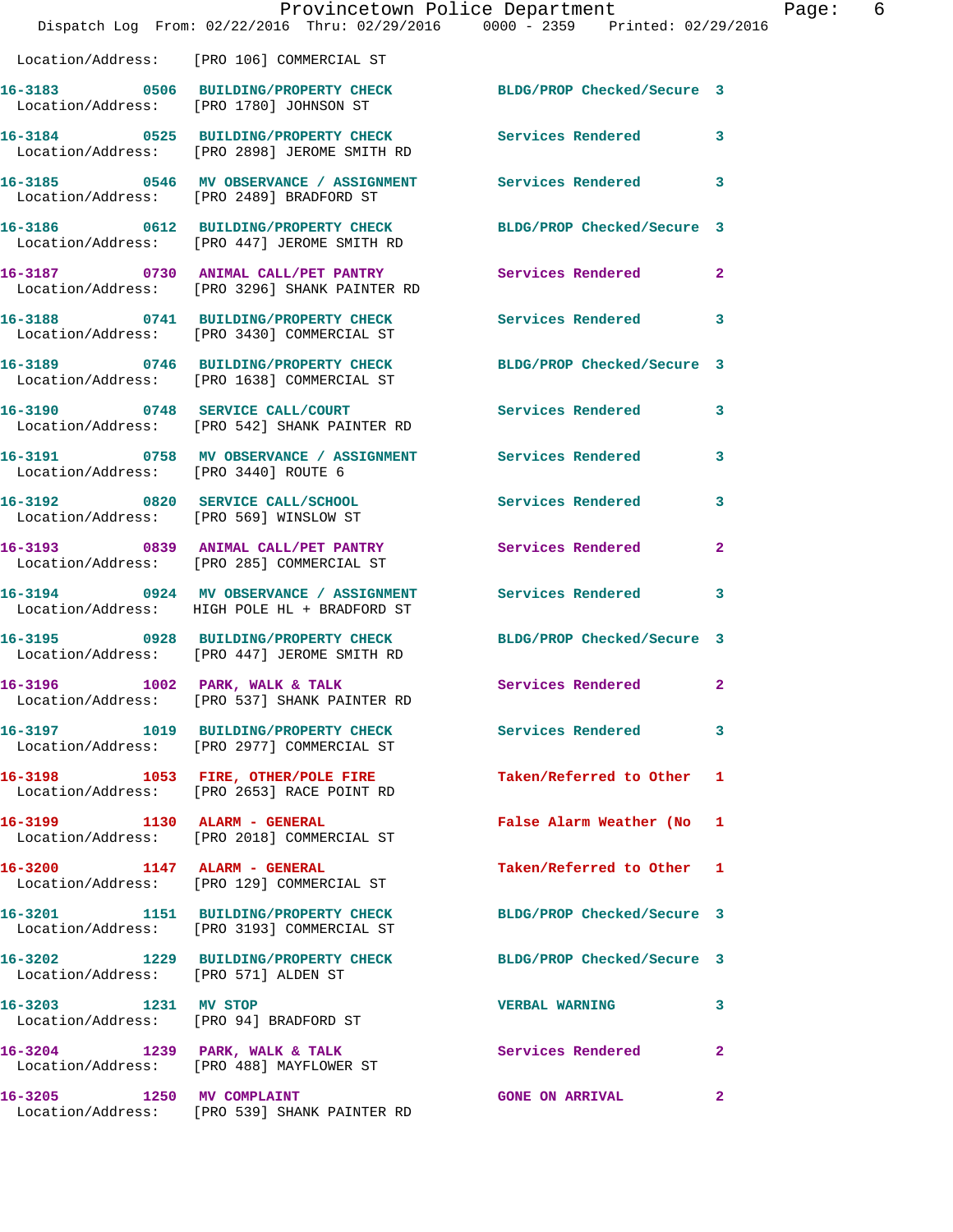Location/Address: [PRO 106] COMMERCIAL ST

| Call # | Time | Call Type | Disposition | Priority |
|---|---|---|---|---|
| 16-3183 | 0506 | BUILDING/PROPERTY CHECK | BLDG/PROP Checked/Secure | 3 |
| | | Location/Address: [PRO 1780] JOHNSON ST | | |
| 16-3184 | 0525 | BUILDING/PROPERTY CHECK | Services Rendered | 3 |
| | | Location/Address: [PRO 2898] JEROME SMITH RD | | |
| 16-3185 | 0546 | MV OBSERVANCE / ASSIGNMENT | Services Rendered | 3 |
| | | Location/Address: [PRO 2489] BRADFORD ST | | |
| 16-3186 | 0612 | BUILDING/PROPERTY CHECK | BLDG/PROP Checked/Secure | 3 |
| | | Location/Address: [PRO 447] JEROME SMITH RD | | |
| 16-3187 | 0730 | ANIMAL CALL/PET PANTRY | Services Rendered | 2 |
| | | Location/Address: [PRO 3296] SHANK PAINTER RD | | |
| 16-3188 | 0741 | BUILDING/PROPERTY CHECK | Services Rendered | 3 |
| | | Location/Address: [PRO 3430] COMMERCIAL ST | | |
| 16-3189 | 0746 | BUILDING/PROPERTY CHECK | BLDG/PROP Checked/Secure | 3 |
| | | Location/Address: [PRO 1638] COMMERCIAL ST | | |
| 16-3190 | 0748 | SERVICE CALL/COURT | Services Rendered | 3 |
| | | Location/Address: [PRO 542] SHANK PAINTER RD | | |
| 16-3191 | 0758 | MV OBSERVANCE / ASSIGNMENT | Services Rendered | 3 |
| | | Location/Address: [PRO 3440] ROUTE 6 | | |
| 16-3192 | 0820 | SERVICE CALL/SCHOOL | Services Rendered | 3 |
| | | Location/Address: [PRO 569] WINSLOW ST | | |
| 16-3193 | 0839 | ANIMAL CALL/PET PANTRY | Services Rendered | 2 |
| | | Location/Address: [PRO 285] COMMERCIAL ST | | |
| 16-3194 | 0924 | MV OBSERVANCE / ASSIGNMENT | Services Rendered | 3 |
| | | Location/Address: HIGH POLE HL + BRADFORD ST | | |
| 16-3195 | 0928 | BUILDING/PROPERTY CHECK | BLDG/PROP Checked/Secure | 3 |
| | | Location/Address: [PRO 447] JEROME SMITH RD | | |
| 16-3196 | 1002 | PARK, WALK & TALK | Services Rendered | 2 |
| | | Location/Address: [PRO 537] SHANK PAINTER RD | | |
| 16-3197 | 1019 | BUILDING/PROPERTY CHECK | Services Rendered | 3 |
| | | Location/Address: [PRO 2977] COMMERCIAL ST | | |
| 16-3198 | 1053 | FIRE, OTHER/POLE FIRE | Taken/Referred to Other | 1 |
| | | Location/Address: [PRO 2653] RACE POINT RD | | |
| 16-3199 | 1130 | ALARM - GENERAL | False Alarm Weather (No | 1 |
| | | Location/Address: [PRO 2018] COMMERCIAL ST | | |
| 16-3200 | 1147 | ALARM - GENERAL | Taken/Referred to Other | 1 |
| | | Location/Address: [PRO 129] COMMERCIAL ST | | |
| 16-3201 | 1151 | BUILDING/PROPERTY CHECK | BLDG/PROP Checked/Secure | 3 |
| | | Location/Address: [PRO 3193] COMMERCIAL ST | | |
| 16-3202 | 1229 | BUILDING/PROPERTY CHECK | BLDG/PROP Checked/Secure | 3 |
| | | Location/Address: [PRO 571] ALDEN ST | | |
| 16-3203 | 1231 | MV STOP | VERBAL WARNING | 3 |
| | | Location/Address: [PRO 94] BRADFORD ST | | |
| 16-3204 | 1239 | PARK, WALK & TALK | Services Rendered | 2 |
| | | Location/Address: [PRO 488] MAYFLOWER ST | | |
| 16-3205 | 1250 | MV COMPLAINT | GONE ON ARRIVAL | 2 |
| | | Location/Address: [PRO 539] SHANK PAINTER RD | | |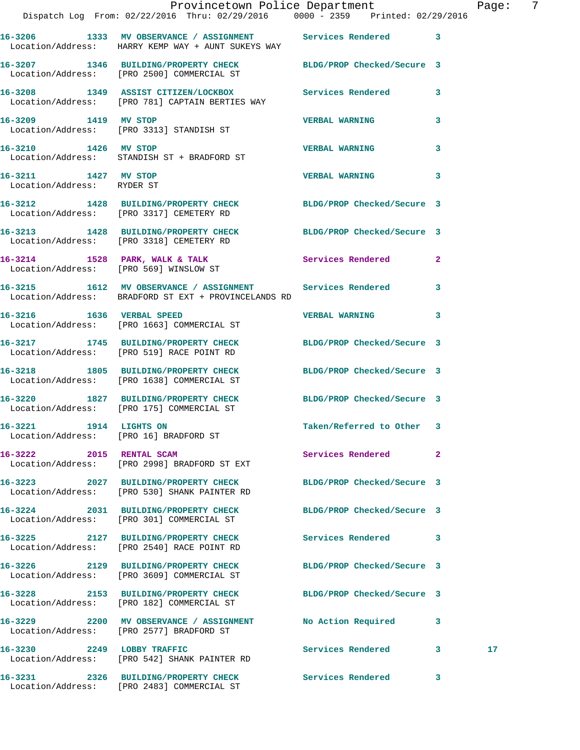16-3206 1333 MV OBSERVANCE / ASSIGNMENT Services Rendered 3
Location/Address: HARRY KEMP WAY + AUNT SUKEYS WAY

16-3207 1346 BUILDING/PROPERTY CHECK BLDG/PROP Checked/Secure 3
Location/Address: [PRO 2500] COMMERCIAL ST

16-3208 1349 ASSIST CITIZEN/LOCKBOX Services Rendered 3
Location/Address: [PRO 781] CAPTAIN BERTIES WAY

16-3209 1419 MV STOP VERBAL WARNING 3
Location/Address: [PRO 3313] STANDISH ST

16-3210 1426 MV STOP VERBAL WARNING 3
Location/Address: STANDISH ST + BRADFORD ST

16-3211 1427 MV STOP VERBAL WARNING 3
Location/Address: RYDER ST

16-3212 1428 BUILDING/PROPERTY CHECK BLDG/PROP Checked/Secure 3
Location/Address: [PRO 3317] CEMETERY RD

16-3213 1428 BUILDING/PROPERTY CHECK BLDG/PROP Checked/Secure 3
Location/Address: [PRO 3318] CEMETERY RD

16-3214 1528 PARK, WALK & TALK Services Rendered 2
Location/Address: [PRO 569] WINSLOW ST

16-3215 1612 MV OBSERVANCE / ASSIGNMENT Services Rendered 3
Location/Address: BRADFORD ST EXT + PROVINCELANDS RD

16-3216 1636 VERBAL SPEED VERBAL WARNING 3
Location/Address: [PRO 1663] COMMERCIAL ST

16-3217 1745 BUILDING/PROPERTY CHECK BLDG/PROP Checked/Secure 3
Location/Address: [PRO 519] RACE POINT RD

16-3218 1805 BUILDING/PROPERTY CHECK BLDG/PROP Checked/Secure 3
Location/Address: [PRO 1638] COMMERCIAL ST

16-3220 1827 BUILDING/PROPERTY CHECK BLDG/PROP Checked/Secure 3
Location/Address: [PRO 175] COMMERCIAL ST

16-3221 1914 LIGHTS ON Taken/Referred to Other 3
Location/Address: [PRO 16] BRADFORD ST

16-3222 2015 RENTAL SCAM Services Rendered 2
Location/Address: [PRO 2998] BRADFORD ST EXT

16-3223 2027 BUILDING/PROPERTY CHECK BLDG/PROP Checked/Secure 3
Location/Address: [PRO 530] SHANK PAINTER RD

16-3224 2031 BUILDING/PROPERTY CHECK BLDG/PROP Checked/Secure 3
Location/Address: [PRO 301] COMMERCIAL ST

16-3225 2127 BUILDING/PROPERTY CHECK Services Rendered 3
Location/Address: [PRO 2540] RACE POINT RD

16-3226 2129 BUILDING/PROPERTY CHECK BLDG/PROP Checked/Secure 3
Location/Address: [PRO 3609] COMMERCIAL ST

16-3228 2153 BUILDING/PROPERTY CHECK BLDG/PROP Checked/Secure 3
Location/Address: [PRO 182] COMMERCIAL ST

16-3229 2200 MV OBSERVANCE / ASSIGNMENT No Action Required 3
Location/Address: [PRO 2577] BRADFORD ST

16-3230 2249 LOBBY TRAFFIC Services Rendered 3 17
Location/Address: [PRO 542] SHANK PAINTER RD

16-3231 2326 BUILDING/PROPERTY CHECK Services Rendered 3
Location/Address: [PRO 2483] COMMERCIAL ST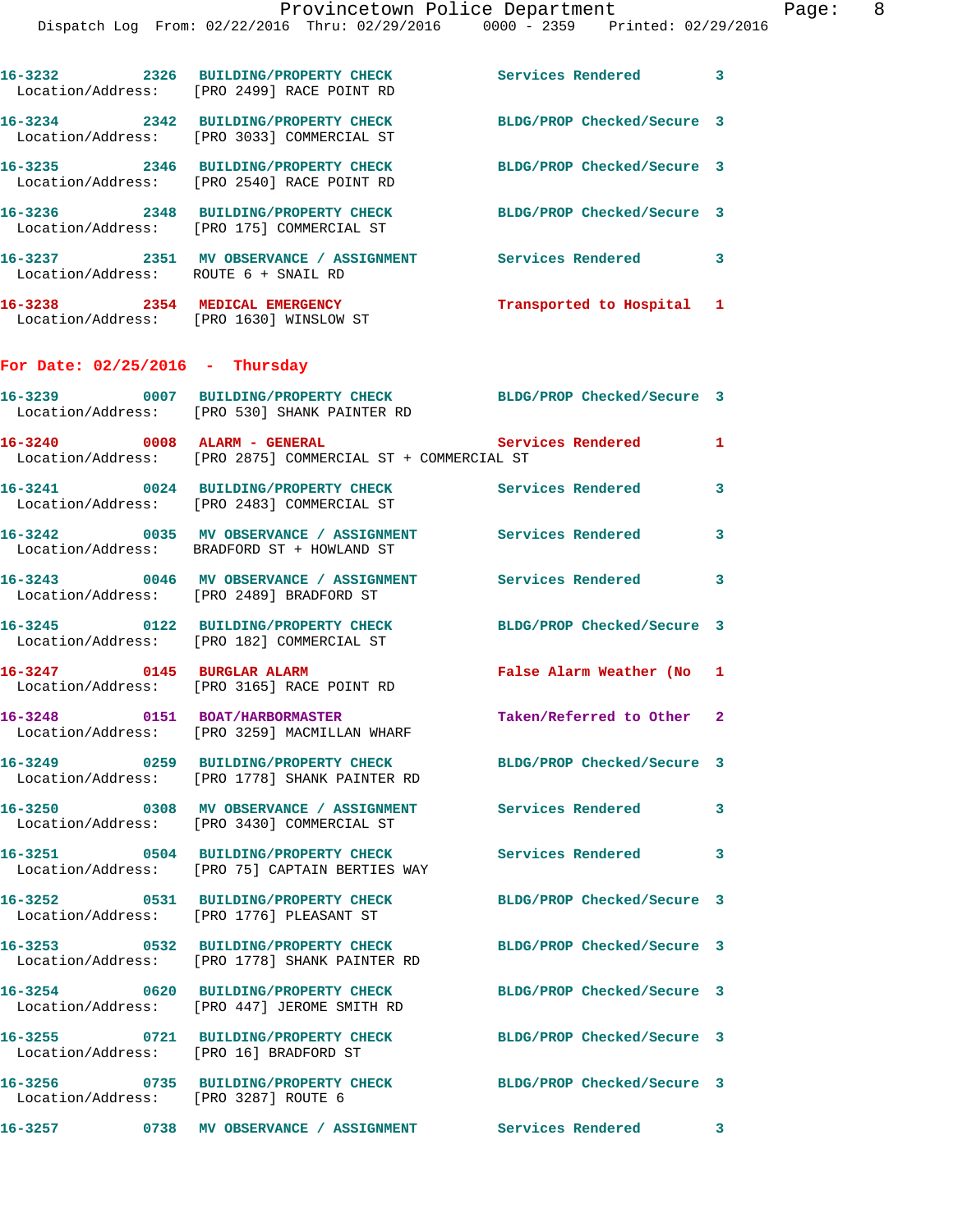16-3232 2326 BUILDING/PROPERTY CHECK Services Rendered 3
Location/Address: [PRO 2499] RACE POINT RD

16-3234 2342 BUILDING/PROPERTY CHECK BLDG/PROP Checked/Secure 3
Location/Address: [PRO 3033] COMMERCIAL ST

16-3235 2346 BUILDING/PROPERTY CHECK BLDG/PROP Checked/Secure 3
Location/Address: [PRO 2540] RACE POINT RD

16-3236 2348 BUILDING/PROPERTY CHECK BLDG/PROP Checked/Secure 3
Location/Address: [PRO 175] COMMERCIAL ST

16-3237 2351 MV OBSERVANCE / ASSIGNMENT Services Rendered 3
Location/Address: ROUTE 6 + SNAIL RD

16-3238 2354 MEDICAL EMERGENCY Transported to Hospital 1
Location/Address: [PRO 1630] WINSLOW ST

## For Date: 02/25/2016 - Thursday

16-3239 0007 BUILDING/PROPERTY CHECK BLDG/PROP Checked/Secure 3
Location/Address: [PRO 530] SHANK PAINTER RD

16-3240 0008 ALARM - GENERAL Services Rendered 1
Location/Address: [PRO 2875] COMMERCIAL ST + COMMERCIAL ST

16-3241 0024 BUILDING/PROPERTY CHECK Services Rendered 3
Location/Address: [PRO 2483] COMMERCIAL ST

16-3242 0035 MV OBSERVANCE / ASSIGNMENT Services Rendered 3
Location/Address: BRADFORD ST + HOWLAND ST

16-3243 0046 MV OBSERVANCE / ASSIGNMENT Services Rendered 3
Location/Address: [PRO 2489] BRADFORD ST

16-3245 0122 BUILDING/PROPERTY CHECK BLDG/PROP Checked/Secure 3
Location/Address: [PRO 182] COMMERCIAL ST

16-3247 0145 BURGLAR ALARM False Alarm Weather (No 1
Location/Address: [PRO 3165] RACE POINT RD

16-3248 0151 BOAT/HARBORMASTER Taken/Referred to Other 2
Location/Address: [PRO 3259] MACMILLAN WHARF

16-3249 0259 BUILDING/PROPERTY CHECK BLDG/PROP Checked/Secure 3
Location/Address: [PRO 1778] SHANK PAINTER RD

16-3250 0308 MV OBSERVANCE / ASSIGNMENT Services Rendered 3
Location/Address: [PRO 3430] COMMERCIAL ST

16-3251 0504 BUILDING/PROPERTY CHECK Services Rendered 3
Location/Address: [PRO 75] CAPTAIN BERTIES WAY

16-3252 0531 BUILDING/PROPERTY CHECK BLDG/PROP Checked/Secure 3
Location/Address: [PRO 1776] PLEASANT ST

16-3253 0532 BUILDING/PROPERTY CHECK BLDG/PROP Checked/Secure 3
Location/Address: [PRO 1778] SHANK PAINTER RD

16-3254 0620 BUILDING/PROPERTY CHECK BLDG/PROP Checked/Secure 3
Location/Address: [PRO 447] JEROME SMITH RD

16-3255 0721 BUILDING/PROPERTY CHECK BLDG/PROP Checked/Secure 3
Location/Address: [PRO 16] BRADFORD ST

16-3256 0735 BUILDING/PROPERTY CHECK BLDG/PROP Checked/Secure 3
Location/Address: [PRO 3287] ROUTE 6

16-3257 0738 MV OBSERVANCE / ASSIGNMENT Services Rendered 3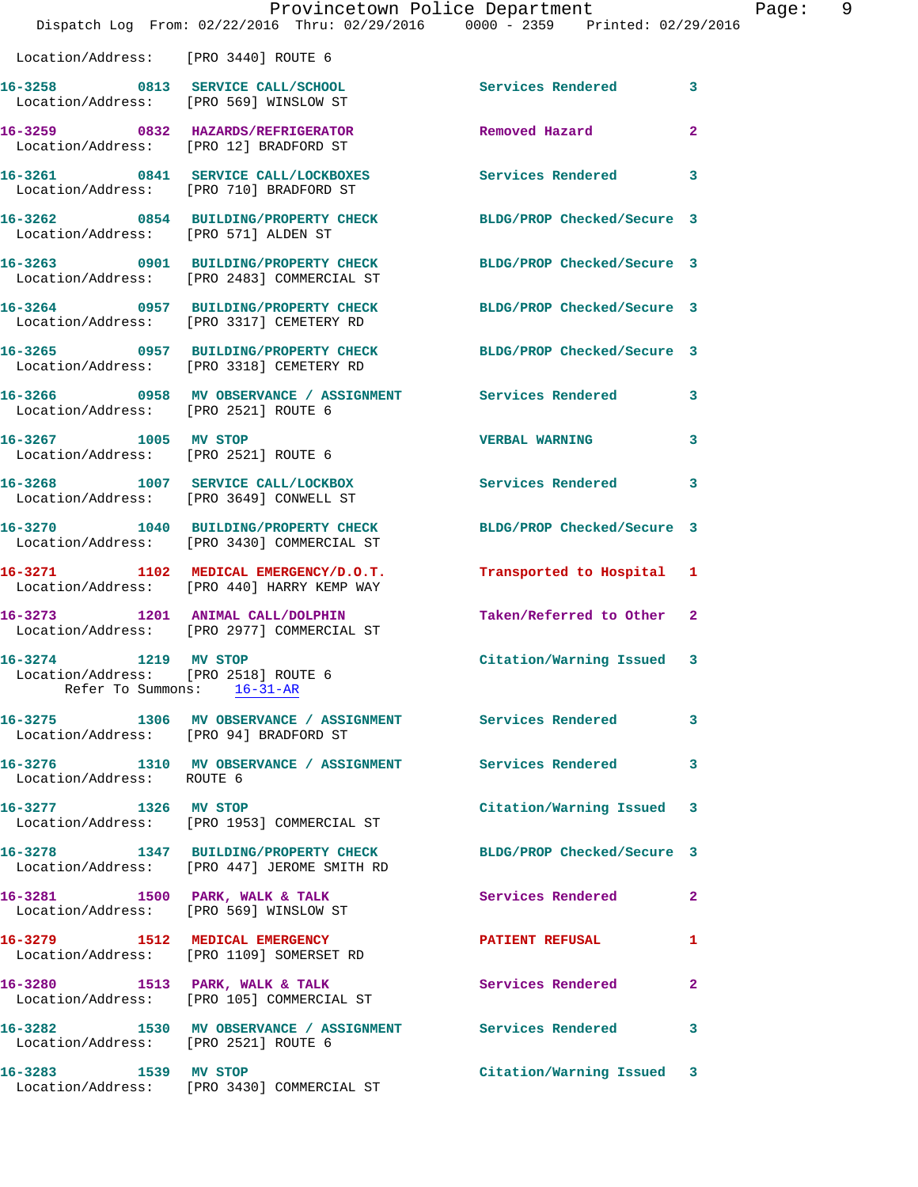Location/Address: [PRO 3440] ROUTE 6

| Call # | Time | Call Type | Disposition | Priority |
|---|---|---|---|---|
| 16-3258 | 0813 | SERVICE CALL/SCHOOL | Services Rendered | 3 |
| | | Location/Address: [PRO 569] WINSLOW ST | | |
| 16-3259 | 0832 | HAZARDS/REFRIGERATOR | Removed Hazard | 2 |
| | | Location/Address: [PRO 12] BRADFORD ST | | |
| 16-3261 | 0841 | SERVICE CALL/LOCKBOXES | Services Rendered | 3 |
| | | Location/Address: [PRO 710] BRADFORD ST | | |
| 16-3262 | 0854 | BUILDING/PROPERTY CHECK | BLDG/PROP Checked/Secure | 3 |
| | | Location/Address: [PRO 571] ALDEN ST | | |
| 16-3263 | 0901 | BUILDING/PROPERTY CHECK | BLDG/PROP Checked/Secure | 3 |
| | | Location/Address: [PRO 2483] COMMERCIAL ST | | |
| 16-3264 | 0957 | BUILDING/PROPERTY CHECK | BLDG/PROP Checked/Secure | 3 |
| | | Location/Address: [PRO 3317] CEMETERY RD | | |
| 16-3265 | 0957 | BUILDING/PROPERTY CHECK | BLDG/PROP Checked/Secure | 3 |
| | | Location/Address: [PRO 3318] CEMETERY RD | | |
| 16-3266 | 0958 | MV OBSERVANCE / ASSIGNMENT | Services Rendered | 3 |
| | | Location/Address: [PRO 2521] ROUTE 6 | | |
| 16-3267 | 1005 | MV STOP | VERBAL WARNING | 3 |
| | | Location/Address: [PRO 2521] ROUTE 6 | | |
| 16-3268 | 1007 | SERVICE CALL/LOCKBOX | Services Rendered | 3 |
| | | Location/Address: [PRO 3649] CONWELL ST | | |
| 16-3270 | 1040 | BUILDING/PROPERTY CHECK | BLDG/PROP Checked/Secure | 3 |
| | | Location/Address: [PRO 3430] COMMERCIAL ST | | |
| 16-3271 | 1102 | MEDICAL EMERGENCY/D.O.T. | Transported to Hospital | 1 |
| | | Location/Address: [PRO 440] HARRY KEMP WAY | | |
| 16-3273 | 1201 | ANIMAL CALL/DOLPHIN | Taken/Referred to Other | 2 |
| | | Location/Address: [PRO 2977] COMMERCIAL ST | | |
| 16-3274 | 1219 | MV STOP | Citation/Warning Issued | 3 |
| | | Location/Address: [PRO 2518] ROUTE 6 | | |
| | | Refer To Summons: 16-31-AR | | |
| 16-3275 | 1306 | MV OBSERVANCE / ASSIGNMENT | Services Rendered | 3 |
| | | Location/Address: [PRO 94] BRADFORD ST | | |
| 16-3276 | 1310 | MV OBSERVANCE / ASSIGNMENT | Services Rendered | 3 |
| | | Location/Address: ROUTE 6 | | |
| 16-3277 | 1326 | MV STOP | Citation/Warning Issued | 3 |
| | | Location/Address: [PRO 1953] COMMERCIAL ST | | |
| 16-3278 | 1347 | BUILDING/PROPERTY CHECK | BLDG/PROP Checked/Secure | 3 |
| | | Location/Address: [PRO 447] JEROME SMITH RD | | |
| 16-3281 | 1500 | PARK, WALK & TALK | Services Rendered | 2 |
| | | Location/Address: [PRO 569] WINSLOW ST | | |
| 16-3279 | 1512 | MEDICAL EMERGENCY | PATIENT REFUSAL | 1 |
| | | Location/Address: [PRO 1109] SOMERSET RD | | |
| 16-3280 | 1513 | PARK, WALK & TALK | Services Rendered | 2 |
| | | Location/Address: [PRO 105] COMMERCIAL ST | | |
| 16-3282 | 1530 | MV OBSERVANCE / ASSIGNMENT | Services Rendered | 3 |
| | | Location/Address: [PRO 2521] ROUTE 6 | | |
| 16-3283 | 1539 | MV STOP | Citation/Warning Issued | 3 |
| | | Location/Address: [PRO 3430] COMMERCIAL ST | | |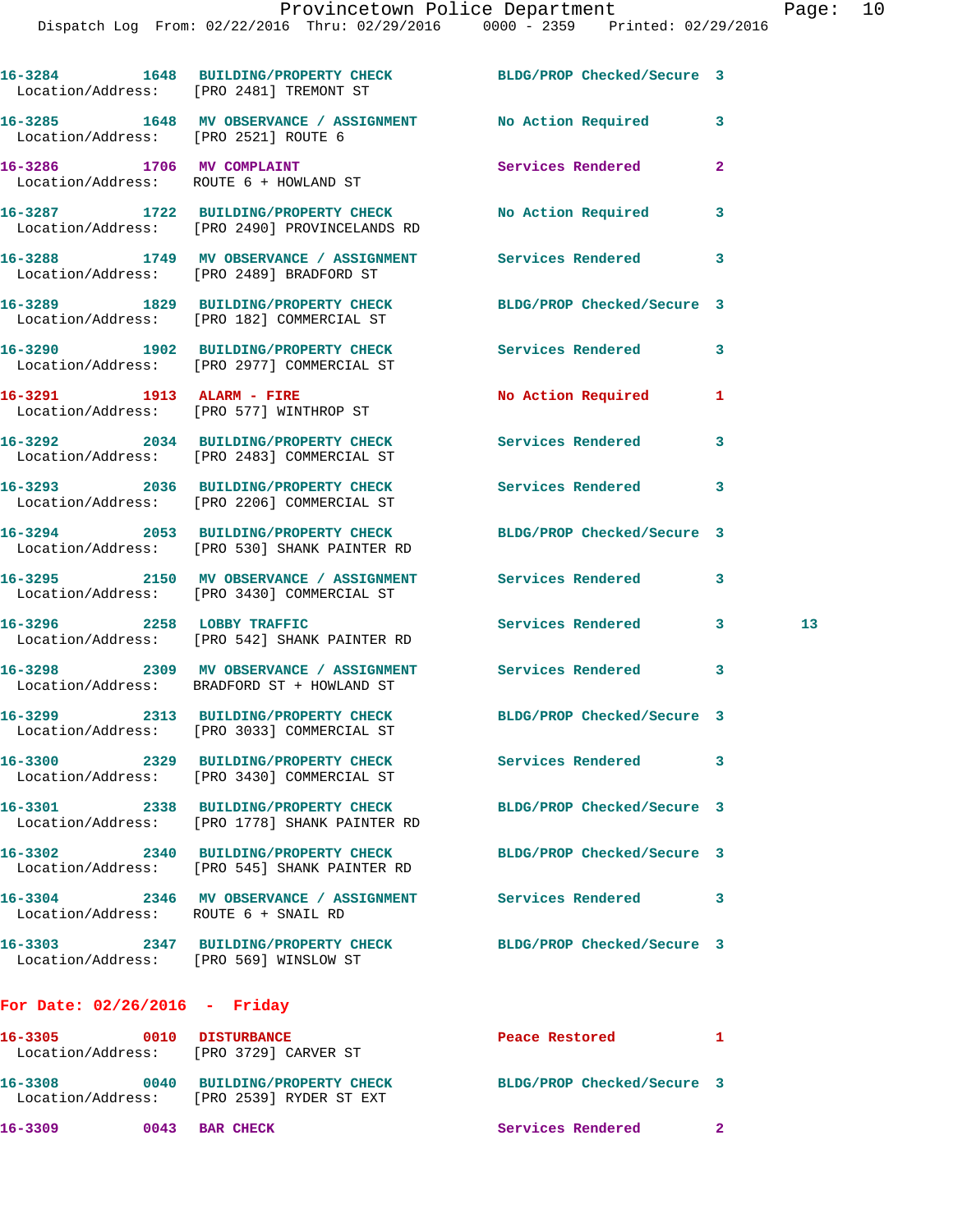16-3284 1648 BUILDING/PROPERTY CHECK BLDG/PROP Checked/Secure 3
Location/Address: [PRO 2481] TREMONT ST

16-3285 1648 MV OBSERVANCE / ASSIGNMENT No Action Required 3
Location/Address: [PRO 2521] ROUTE 6

16-3286 1706 MV COMPLAINT Services Rendered 2
Location/Address: ROUTE 6 + HOWLAND ST

16-3287 1722 BUILDING/PROPERTY CHECK No Action Required 3
Location/Address: [PRO 2490] PROVINCELANDS RD

16-3288 1749 MV OBSERVANCE / ASSIGNMENT Services Rendered 3
Location/Address: [PRO 2489] BRADFORD ST

16-3289 1829 BUILDING/PROPERTY CHECK BLDG/PROP Checked/Secure 3
Location/Address: [PRO 182] COMMERCIAL ST

16-3290 1902 BUILDING/PROPERTY CHECK Services Rendered 3
Location/Address: [PRO 2977] COMMERCIAL ST

16-3291 1913 ALARM - FIRE No Action Required 1
Location/Address: [PRO 577] WINTHROP ST

16-3292 2034 BUILDING/PROPERTY CHECK Services Rendered 3
Location/Address: [PRO 2483] COMMERCIAL ST

16-3293 2036 BUILDING/PROPERTY CHECK Services Rendered 3
Location/Address: [PRO 2206] COMMERCIAL ST

16-3294 2053 BUILDING/PROPERTY CHECK BLDG/PROP Checked/Secure 3
Location/Address: [PRO 530] SHANK PAINTER RD

16-3295 2150 MV OBSERVANCE / ASSIGNMENT Services Rendered 3
Location/Address: [PRO 3430] COMMERCIAL ST

16-3296 2258 LOBBY TRAFFIC Services Rendered 3 13
Location/Address: [PRO 542] SHANK PAINTER RD

16-3298 2309 MV OBSERVANCE / ASSIGNMENT Services Rendered 3
Location/Address: BRADFORD ST + HOWLAND ST

16-3299 2313 BUILDING/PROPERTY CHECK BLDG/PROP Checked/Secure 3
Location/Address: [PRO 3033] COMMERCIAL ST

16-3300 2329 BUILDING/PROPERTY CHECK Services Rendered 3
Location/Address: [PRO 3430] COMMERCIAL ST

16-3301 2338 BUILDING/PROPERTY CHECK BLDG/PROP Checked/Secure 3
Location/Address: [PRO 1778] SHANK PAINTER RD

16-3302 2340 BUILDING/PROPERTY CHECK BLDG/PROP Checked/Secure 3
Location/Address: [PRO 545] SHANK PAINTER RD

16-3304 2346 MV OBSERVANCE / ASSIGNMENT Services Rendered 3
Location/Address: ROUTE 6 + SNAIL RD

16-3303 2347 BUILDING/PROPERTY CHECK BLDG/PROP Checked/Secure 3
Location/Address: [PRO 569] WINSLOW ST

**For Date: 02/26/2016 - Friday**

16-3305 0010 DISTURBANCE Peace Restored 1
Location/Address: [PRO 3729] CARVER ST

16-3308 0040 BUILDING/PROPERTY CHECK BLDG/PROP Checked/Secure 3
Location/Address: [PRO 2539] RYDER ST EXT

16-3309 0043 BAR CHECK Services Rendered 2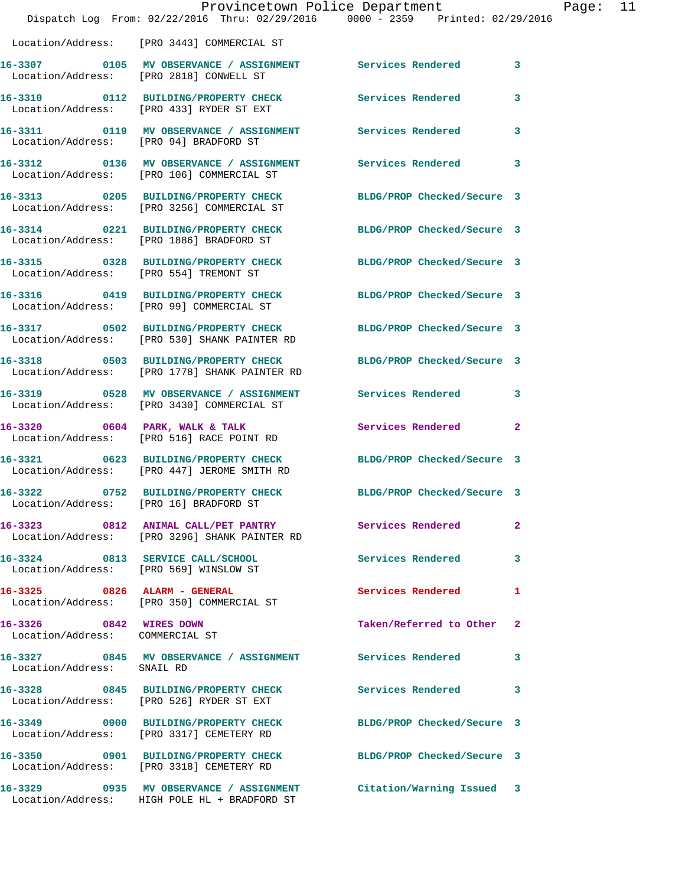Location/Address: [PRO 3443] COMMERCIAL ST

**16-3307** 0105 MV OBSERVANCE / ASSIGNMENT Services Rendered 3
Location/Address: [PRO 2818] CONWELL ST

**16-3310** 0112 BUILDING/PROPERTY CHECK Services Rendered 3
Location/Address: [PRO 433] RYDER ST EXT

**16-3311** 0119 MV OBSERVANCE / ASSIGNMENT Services Rendered 3
Location/Address: [PRO 94] BRADFORD ST

**16-3312** 0136 MV OBSERVANCE / ASSIGNMENT Services Rendered 3
Location/Address: [PRO 106] COMMERCIAL ST

**16-3313** 0205 BUILDING/PROPERTY CHECK BLDG/PROP Checked/Secure 3
Location/Address: [PRO 3256] COMMERCIAL ST

**16-3314** 0221 BUILDING/PROPERTY CHECK BLDG/PROP Checked/Secure 3
Location/Address: [PRO 1886] BRADFORD ST

**16-3315** 0328 BUILDING/PROPERTY CHECK BLDG/PROP Checked/Secure 3
Location/Address: [PRO 554] TREMONT ST

**16-3316** 0419 BUILDING/PROPERTY CHECK BLDG/PROP Checked/Secure 3
Location/Address: [PRO 99] COMMERCIAL ST

**16-3317** 0502 BUILDING/PROPERTY CHECK BLDG/PROP Checked/Secure 3
Location/Address: [PRO 530] SHANK PAINTER RD

**16-3318** 0503 BUILDING/PROPERTY CHECK BLDG/PROP Checked/Secure 3
Location/Address: [PRO 1778] SHANK PAINTER RD

**16-3319** 0528 MV OBSERVANCE / ASSIGNMENT Services Rendered 3
Location/Address: [PRO 3430] COMMERCIAL ST

**16-3320** 0604 PARK, WALK & TALK Services Rendered 2
Location/Address: [PRO 516] RACE POINT RD

**16-3321** 0623 BUILDING/PROPERTY CHECK BLDG/PROP Checked/Secure 3
Location/Address: [PRO 447] JEROME SMITH RD

**16-3322** 0752 BUILDING/PROPERTY CHECK BLDG/PROP Checked/Secure 3
Location/Address: [PRO 16] BRADFORD ST

**16-3323** 0812 ANIMAL CALL/PET PANTRY Services Rendered 2
Location/Address: [PRO 3296] SHANK PAINTER RD

**16-3324** 0813 SERVICE CALL/SCHOOL Services Rendered 3
Location/Address: [PRO 569] WINSLOW ST

**16-3325** 0826 ALARM - GENERAL Services Rendered 1
Location/Address: [PRO 350] COMMERCIAL ST

**16-3326** 0842 WIRES DOWN Taken/Referred to Other 2
Location/Address: COMMERCIAL ST

**16-3327** 0845 MV OBSERVANCE / ASSIGNMENT Services Rendered 3
Location/Address: SNAIL RD

**16-3328** 0845 BUILDING/PROPERTY CHECK Services Rendered 3
Location/Address: [PRO 526] RYDER ST EXT

**16-3349** 0900 BUILDING/PROPERTY CHECK BLDG/PROP Checked/Secure 3
Location/Address: [PRO 3317] CEMETERY RD

**16-3350** 0901 BUILDING/PROPERTY CHECK BLDG/PROP Checked/Secure 3
Location/Address: [PRO 3318] CEMETERY RD

**16-3329** 0935 MV OBSERVANCE / ASSIGNMENT Citation/Warning Issued 3
Location/Address: HIGH POLE HL + BRADFORD ST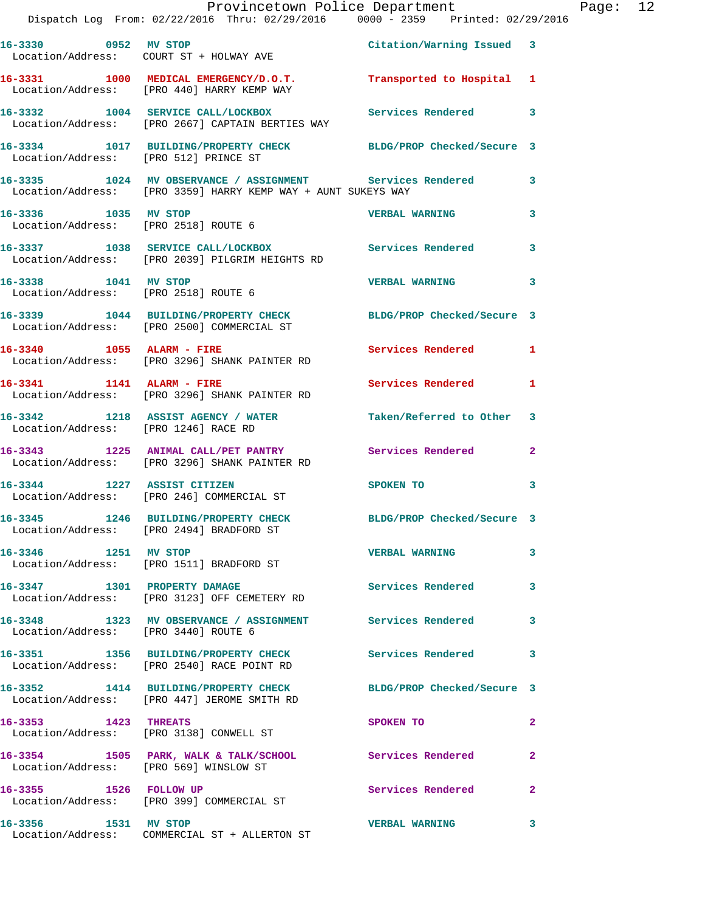16-3330 0952 **MV STOP** Citation/Warning Issued 3
Location/Address: COURT ST + HOLWAY AVE

16-3331 1000 **MEDICAL EMERGENCY/D.O.T.** Transported to Hospital 1
Location/Address: [PRO 440] HARRY KEMP WAY

16-3332 1004 **SERVICE CALL/LOCKBOX** Services Rendered 3
Location/Address: [PRO 2667] CAPTAIN BERTIES WAY

16-3334 1017 **BUILDING/PROPERTY CHECK** BLDG/PROP Checked/Secure 3
Location/Address: [PRO 512] PRINCE ST

16-3335 1024 **MV OBSERVANCE / ASSIGNMENT** Services Rendered 3
Location/Address: [PRO 3359] HARRY KEMP WAY + AUNT SUKEYS WAY

16-3336 1035 **MV STOP** VERBAL WARNING 3
Location/Address: [PRO 2518] ROUTE 6

16-3337 1038 **SERVICE CALL/LOCKBOX** Services Rendered 3
Location/Address: [PRO 2039] PILGRIM HEIGHTS RD

16-3338 1041 **MV STOP** VERBAL WARNING 3
Location/Address: [PRO 2518] ROUTE 6

16-3339 1044 **BUILDING/PROPERTY CHECK** BLDG/PROP Checked/Secure 3
Location/Address: [PRO 2500] COMMERCIAL ST

16-3340 1055 **ALARM - FIRE** Services Rendered 1
Location/Address: [PRO 3296] SHANK PAINTER RD

16-3341 1141 **ALARM - FIRE** Services Rendered 1
Location/Address: [PRO 3296] SHANK PAINTER RD

16-3342 1218 **ASSIST AGENCY / WATER** Taken/Referred to Other 3
Location/Address: [PRO 1246] RACE RD

16-3343 1225 **ANIMAL CALL/PET PANTRY** Services Rendered 2
Location/Address: [PRO 3296] SHANK PAINTER RD

16-3344 1227 **ASSIST CITIZEN** SPOKEN TO 3
Location/Address: [PRO 246] COMMERCIAL ST

16-3345 1246 **BUILDING/PROPERTY CHECK** BLDG/PROP Checked/Secure 3
Location/Address: [PRO 2494] BRADFORD ST

16-3346 1251 **MV STOP** VERBAL WARNING 3
Location/Address: [PRO 1511] BRADFORD ST

16-3347 1301 **PROPERTY DAMAGE** Services Rendered 3
Location/Address: [PRO 3123] OFF CEMETERY RD

16-3348 1323 **MV OBSERVANCE / ASSIGNMENT** Services Rendered 3
Location/Address: [PRO 3440] ROUTE 6

16-3351 1356 **BUILDING/PROPERTY CHECK** Services Rendered 3
Location/Address: [PRO 2540] RACE POINT RD

16-3352 1414 **BUILDING/PROPERTY CHECK** BLDG/PROP Checked/Secure 3
Location/Address: [PRO 447] JEROME SMITH RD

16-3353 1423 **THREATS** SPOKEN TO 2
Location/Address: [PRO 3138] CONWELL ST

16-3354 1505 **PARK, WALK & TALK/SCHOOL** Services Rendered 2
Location/Address: [PRO 569] WINSLOW ST

16-3355 1526 **FOLLOW UP** Services Rendered 2
Location/Address: [PRO 399] COMMERCIAL ST

16-3356 1531 **MV STOP** VERBAL WARNING 3
Location/Address: COMMERCIAL ST + ALLERTON ST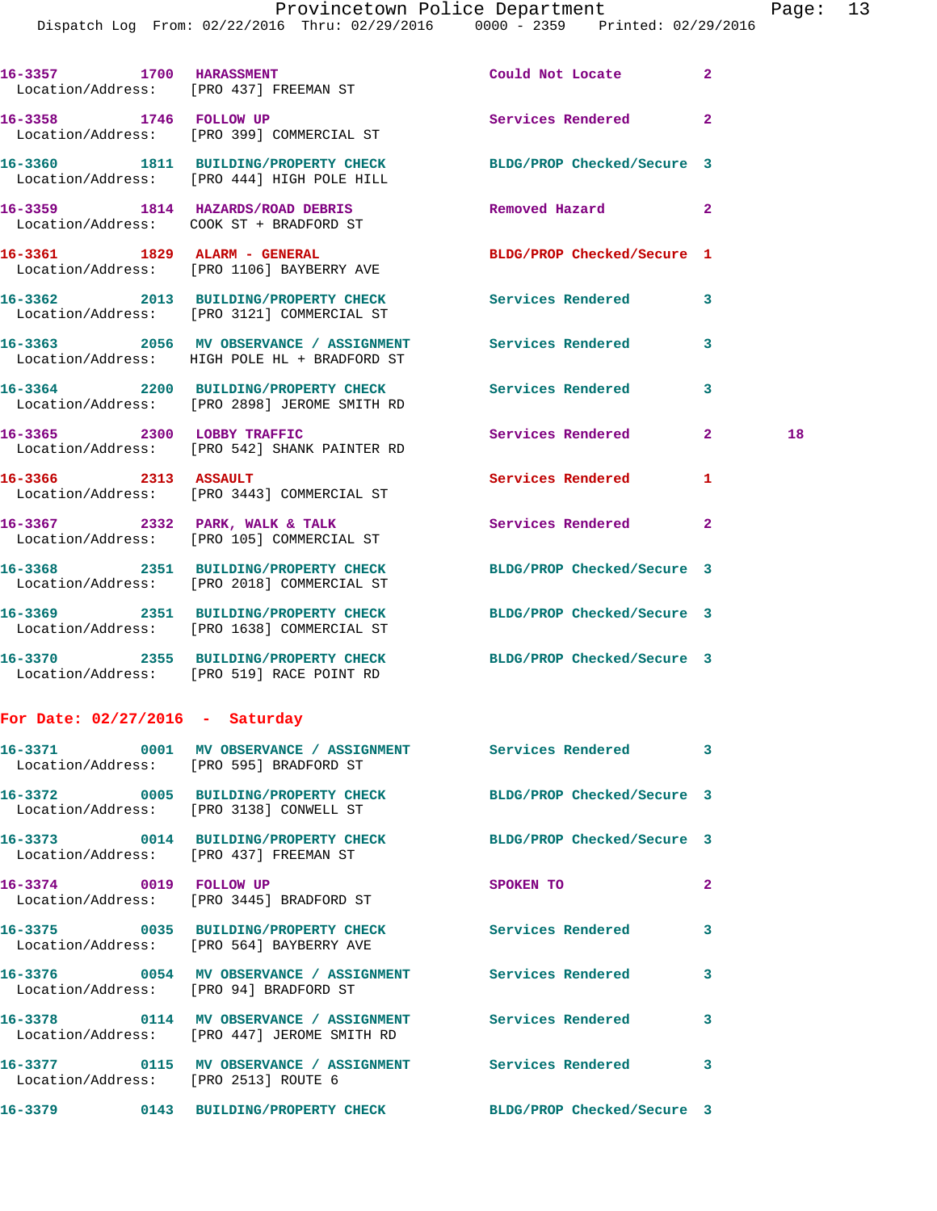16-3357 1700 HARASSMENT Could Not Locate 2
Location/Address: [PRO 437] FREEMAN ST

16-3358 1746 FOLLOW UP Services Rendered 2
Location/Address: [PRO 399] COMMERCIAL ST

16-3360 1811 BUILDING/PROPERTY CHECK BLDG/PROP Checked/Secure 3
Location/Address: [PRO 444] HIGH POLE HILL

16-3359 1814 HAZARDS/ROAD DEBRIS Removed Hazard 2
Location/Address: COOK ST + BRADFORD ST

16-3361 1829 ALARM - GENERAL BLDG/PROP Checked/Secure 1
Location/Address: [PRO 1106] BAYBERRY AVE

16-3362 2013 BUILDING/PROPERTY CHECK Services Rendered 3
Location/Address: [PRO 3121] COMMERCIAL ST

16-3363 2056 MV OBSERVANCE / ASSIGNMENT Services Rendered 3
Location/Address: HIGH POLE HL + BRADFORD ST

16-3364 2200 BUILDING/PROPERTY CHECK Services Rendered 3
Location/Address: [PRO 2898] JEROME SMITH RD

16-3365 2300 LOBBY TRAFFIC Services Rendered 2 18
Location/Address: [PRO 542] SHANK PAINTER RD

16-3366 2313 ASSAULT Services Rendered 1
Location/Address: [PRO 3443] COMMERCIAL ST

16-3367 2332 PARK, WALK & TALK Services Rendered 2
Location/Address: [PRO 105] COMMERCIAL ST

16-3368 2351 BUILDING/PROPERTY CHECK BLDG/PROP Checked/Secure 3
Location/Address: [PRO 2018] COMMERCIAL ST

16-3369 2351 BUILDING/PROPERTY CHECK BLDG/PROP Checked/Secure 3
Location/Address: [PRO 1638] COMMERCIAL ST

16-3370 2355 BUILDING/PROPERTY CHECK BLDG/PROP Checked/Secure 3
Location/Address: [PRO 519] RACE POINT RD

## For Date: 02/27/2016 - Saturday

16-3371 0001 MV OBSERVANCE / ASSIGNMENT Services Rendered 3
Location/Address: [PRO 595] BRADFORD ST

16-3372 0005 BUILDING/PROPERTY CHECK BLDG/PROP Checked/Secure 3
Location/Address: [PRO 3138] CONWELL ST

16-3373 0014 BUILDING/PROPERTY CHECK BLDG/PROP Checked/Secure 3
Location/Address: [PRO 437] FREEMAN ST

16-3374 0019 FOLLOW UP SPOKEN TO 2
Location/Address: [PRO 3445] BRADFORD ST

16-3375 0035 BUILDING/PROPERTY CHECK Services Rendered 3
Location/Address: [PRO 564] BAYBERRY AVE

16-3376 0054 MV OBSERVANCE / ASSIGNMENT Services Rendered 3
Location/Address: [PRO 94] BRADFORD ST

16-3378 0114 MV OBSERVANCE / ASSIGNMENT Services Rendered 3
Location/Address: [PRO 447] JEROME SMITH RD

16-3377 0115 MV OBSERVANCE / ASSIGNMENT Services Rendered 3
Location/Address: [PRO 2513] ROUTE 6

16-3379 0143 BUILDING/PROPERTY CHECK BLDG/PROP Checked/Secure 3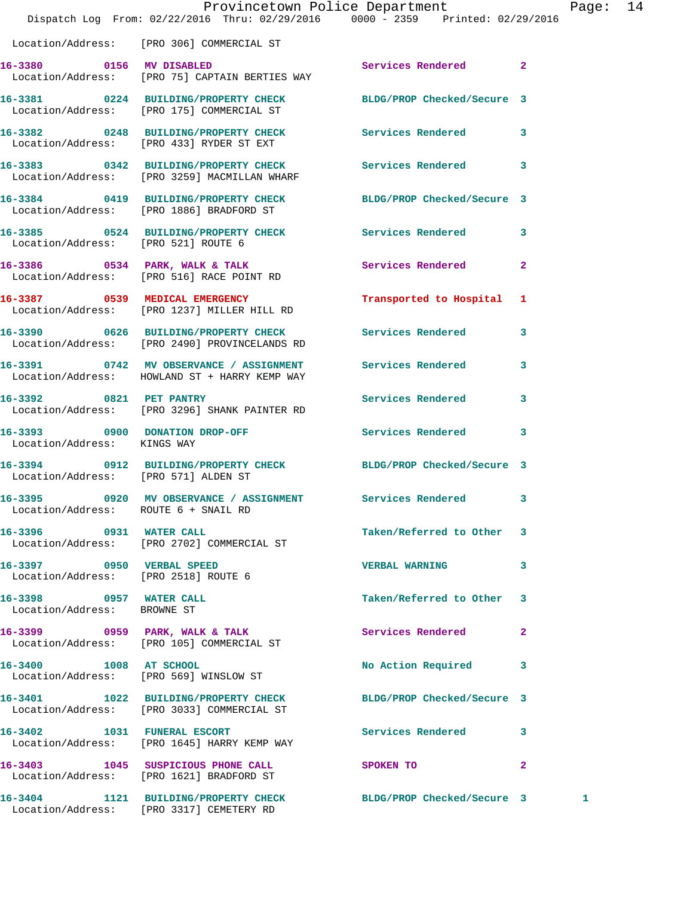Location/Address: [PRO 306] COMMERCIAL ST

**16-3380 0156 MV DISABLED** Services Rendered 2
Location/Address: [PRO 75] CAPTAIN BERTIES WAY

**16-3381 0224 BUILDING/PROPERTY CHECK** BLDG/PROP Checked/Secure 3
Location/Address: [PRO 175] COMMERCIAL ST

**16-3382 0248 BUILDING/PROPERTY CHECK** Services Rendered 3
Location/Address: [PRO 433] RYDER ST EXT

**16-3383 0342 BUILDING/PROPERTY CHECK** Services Rendered 3
Location/Address: [PRO 3259] MACMILLAN WHARF

**16-3384 0419 BUILDING/PROPERTY CHECK** BLDG/PROP Checked/Secure 3
Location/Address: [PRO 1886] BRADFORD ST

**16-3385 0524 BUILDING/PROPERTY CHECK** Services Rendered 3
Location/Address: [PRO 521] ROUTE 6

**16-3386 0534 PARK, WALK & TALK** Services Rendered 2
Location/Address: [PRO 516] RACE POINT RD

**16-3387 0539 MEDICAL EMERGENCY** Transported to Hospital 1
Location/Address: [PRO 1237] MILLER HILL RD

**16-3390 0626 BUILDING/PROPERTY CHECK** Services Rendered 3
Location/Address: [PRO 2490] PROVINCELANDS RD

**16-3391 0742 MV OBSERVANCE / ASSIGNMENT** Services Rendered 3
Location/Address: HOWLAND ST + HARRY KEMP WAY

**16-3392 0821 PET PANTRY** Services Rendered 3
Location/Address: [PRO 3296] SHANK PAINTER RD

**16-3393 0900 DONATION DROP-OFF** Services Rendered 3
Location/Address: KINGS WAY

**16-3394 0912 BUILDING/PROPERTY CHECK** BLDG/PROP Checked/Secure 3
Location/Address: [PRO 571] ALDEN ST

**16-3395 0920 MV OBSERVANCE / ASSIGNMENT** Services Rendered 3
Location/Address: ROUTE 6 + SNAIL RD

**16-3396 0931 WATER CALL** Taken/Referred to Other 3
Location/Address: [PRO 2702] COMMERCIAL ST

**16-3397 0950 VERBAL SPEED** VERBAL WARNING 3
Location/Address: [PRO 2518] ROUTE 6

**16-3398 0957 WATER CALL** Taken/Referred to Other 3
Location/Address: BROWNE ST

**16-3399 0959 PARK, WALK & TALK** Services Rendered 2
Location/Address: [PRO 105] COMMERCIAL ST

**16-3400 1008 AT SCHOOL** No Action Required 3
Location/Address: [PRO 569] WINSLOW ST

**16-3401 1022 BUILDING/PROPERTY CHECK** BLDG/PROP Checked/Secure 3
Location/Address: [PRO 3033] COMMERCIAL ST

**16-3402 1031 FUNERAL ESCORT** Services Rendered 3
Location/Address: [PRO 1645] HARRY KEMP WAY

**16-3403 1045 SUSPICIOUS PHONE CALL** SPOKEN TO 2
Location/Address: [PRO 1621] BRADFORD ST

**16-3404 1121 BUILDING/PROPERTY CHECK** BLDG/PROP Checked/Secure 3 1
Location/Address: [PRO 3317] CEMETERY RD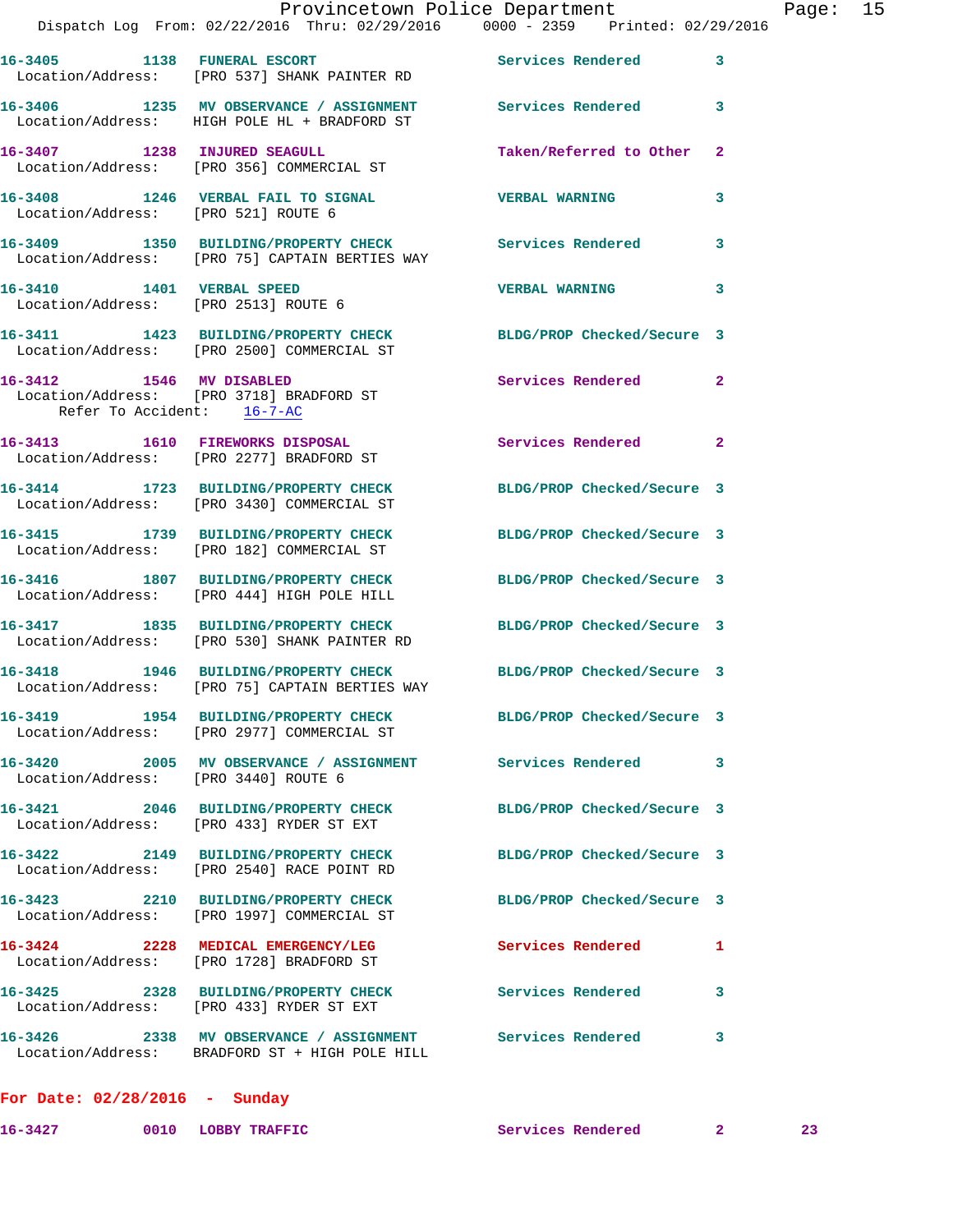16-3405 1138 FUNERAL ESCORT Services Rendered 3
Location/Address: [PRO 537] SHANK PAINTER RD

16-3406 1235 MV OBSERVANCE / ASSIGNMENT Services Rendered 3
Location/Address: HIGH POLE HL + BRADFORD ST

16-3407 1238 INJURED SEAGULL Taken/Referred to Other 2
Location/Address: [PRO 356] COMMERCIAL ST

16-3408 1246 VERBAL FAIL TO SIGNAL VERBAL WARNING 3
Location/Address: [PRO 521] ROUTE 6

16-3409 1350 BUILDING/PROPERTY CHECK Services Rendered 3
Location/Address: [PRO 75] CAPTAIN BERTIES WAY

16-3410 1401 VERBAL SPEED VERBAL WARNING 3
Location/Address: [PRO 2513] ROUTE 6

16-3411 1423 BUILDING/PROPERTY CHECK BLDG/PROP Checked/Secure 3
Location/Address: [PRO 2500] COMMERCIAL ST

16-3412 1546 MV DISABLED Services Rendered 2
Location/Address: [PRO 3718] BRADFORD ST
Refer To Accident: 16-7-AC

16-3413 1610 FIREWORKS DISPOSAL Services Rendered 2
Location/Address: [PRO 2277] BRADFORD ST

16-3414 1723 BUILDING/PROPERTY CHECK BLDG/PROP Checked/Secure 3
Location/Address: [PRO 3430] COMMERCIAL ST

16-3415 1739 BUILDING/PROPERTY CHECK BLDG/PROP Checked/Secure 3
Location/Address: [PRO 182] COMMERCIAL ST

16-3416 1807 BUILDING/PROPERTY CHECK BLDG/PROP Checked/Secure 3
Location/Address: [PRO 444] HIGH POLE HILL

16-3417 1835 BUILDING/PROPERTY CHECK BLDG/PROP Checked/Secure 3
Location/Address: [PRO 530] SHANK PAINTER RD

16-3418 1946 BUILDING/PROPERTY CHECK BLDG/PROP Checked/Secure 3
Location/Address: [PRO 75] CAPTAIN BERTIES WAY

16-3419 1954 BUILDING/PROPERTY CHECK BLDG/PROP Checked/Secure 3
Location/Address: [PRO 2977] COMMERCIAL ST

16-3420 2005 MV OBSERVANCE / ASSIGNMENT Services Rendered 3
Location/Address: [PRO 3440] ROUTE 6

16-3421 2046 BUILDING/PROPERTY CHECK BLDG/PROP Checked/Secure 3
Location/Address: [PRO 433] RYDER ST EXT

16-3422 2149 BUILDING/PROPERTY CHECK BLDG/PROP Checked/Secure 3
Location/Address: [PRO 2540] RACE POINT RD

16-3423 2210 BUILDING/PROPERTY CHECK BLDG/PROP Checked/Secure 3
Location/Address: [PRO 1997] COMMERCIAL ST

16-3424 2228 MEDICAL EMERGENCY/LEG Services Rendered 1
Location/Address: [PRO 1728] BRADFORD ST

16-3425 2328 BUILDING/PROPERTY CHECK Services Rendered 3
Location/Address: [PRO 433] RYDER ST EXT

16-3426 2338 MV OBSERVANCE / ASSIGNMENT Services Rendered 3
Location/Address: BRADFORD ST + HIGH POLE HILL

**For Date: 02/28/2016 - Sunday**

16-3427 0010 LOBBY TRAFFIC Services Rendered 2 23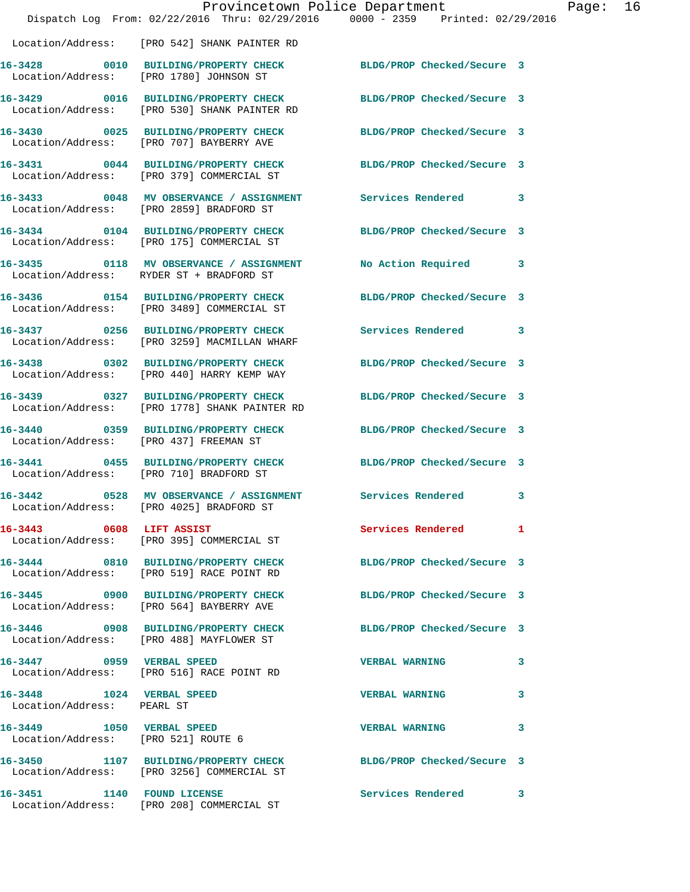Location/Address: [PRO 542] SHANK PAINTER RD

**16-3428** 0010 **BUILDING/PROPERTY CHECK** BLDG/PROP Checked/Secure 3
Location/Address: [PRO 1780] JOHNSON ST

**16-3429** 0016 **BUILDING/PROPERTY CHECK** BLDG/PROP Checked/Secure 3
Location/Address: [PRO 530] SHANK PAINTER RD

**16-3430** 0025 **BUILDING/PROPERTY CHECK** BLDG/PROP Checked/Secure 3
Location/Address: [PRO 707] BAYBERRY AVE

**16-3431** 0044 **BUILDING/PROPERTY CHECK** BLDG/PROP Checked/Secure 3
Location/Address: [PRO 379] COMMERCIAL ST

**16-3433** 0048 **MV OBSERVANCE / ASSIGNMENT** Services Rendered 3
Location/Address: [PRO 2859] BRADFORD ST

**16-3434** 0104 **BUILDING/PROPERTY CHECK** BLDG/PROP Checked/Secure 3
Location/Address: [PRO 175] COMMERCIAL ST

**16-3435** 0118 **MV OBSERVANCE / ASSIGNMENT** No Action Required 3
Location/Address: RYDER ST + BRADFORD ST

**16-3436** 0154 **BUILDING/PROPERTY CHECK** BLDG/PROP Checked/Secure 3
Location/Address: [PRO 3489] COMMERCIAL ST

**16-3437** 0256 **BUILDING/PROPERTY CHECK** Services Rendered 3
Location/Address: [PRO 3259] MACMILLAN WHARF

**16-3438** 0302 **BUILDING/PROPERTY CHECK** BLDG/PROP Checked/Secure 3
Location/Address: [PRO 440] HARRY KEMP WAY

**16-3439** 0327 **BUILDING/PROPERTY CHECK** BLDG/PROP Checked/Secure 3
Location/Address: [PRO 1778] SHANK PAINTER RD

**16-3440** 0359 **BUILDING/PROPERTY CHECK** BLDG/PROP Checked/Secure 3
Location/Address: [PRO 437] FREEMAN ST

**16-3441** 0455 **BUILDING/PROPERTY CHECK** BLDG/PROP Checked/Secure 3
Location/Address: [PRO 710] BRADFORD ST

**16-3442** 0528 **MV OBSERVANCE / ASSIGNMENT** Services Rendered 3
Location/Address: [PRO 4025] BRADFORD ST

**16-3443** 0608 **LIFT ASSIST** Services Rendered 1
Location/Address: [PRO 395] COMMERCIAL ST

**16-3444** 0810 **BUILDING/PROPERTY CHECK** BLDG/PROP Checked/Secure 3
Location/Address: [PRO 519] RACE POINT RD

**16-3445** 0900 **BUILDING/PROPERTY CHECK** BLDG/PROP Checked/Secure 3
Location/Address: [PRO 564] BAYBERRY AVE

**16-3446** 0908 **BUILDING/PROPERTY CHECK** BLDG/PROP Checked/Secure 3
Location/Address: [PRO 488] MAYFLOWER ST

**16-3447** 0959 **VERBAL SPEED** VERBAL WARNING 3
Location/Address: [PRO 516] RACE POINT RD

**16-3448** 1024 **VERBAL SPEED** VERBAL WARNING 3
Location/Address: PEARL ST

**16-3449** 1050 **VERBAL SPEED** VERBAL WARNING 3
Location/Address: [PRO 521] ROUTE 6

**16-3450** 1107 **BUILDING/PROPERTY CHECK** BLDG/PROP Checked/Secure 3
Location/Address: [PRO 3256] COMMERCIAL ST

**16-3451** 1140 **FOUND LICENSE** Services Rendered 3
Location/Address: [PRO 208] COMMERCIAL ST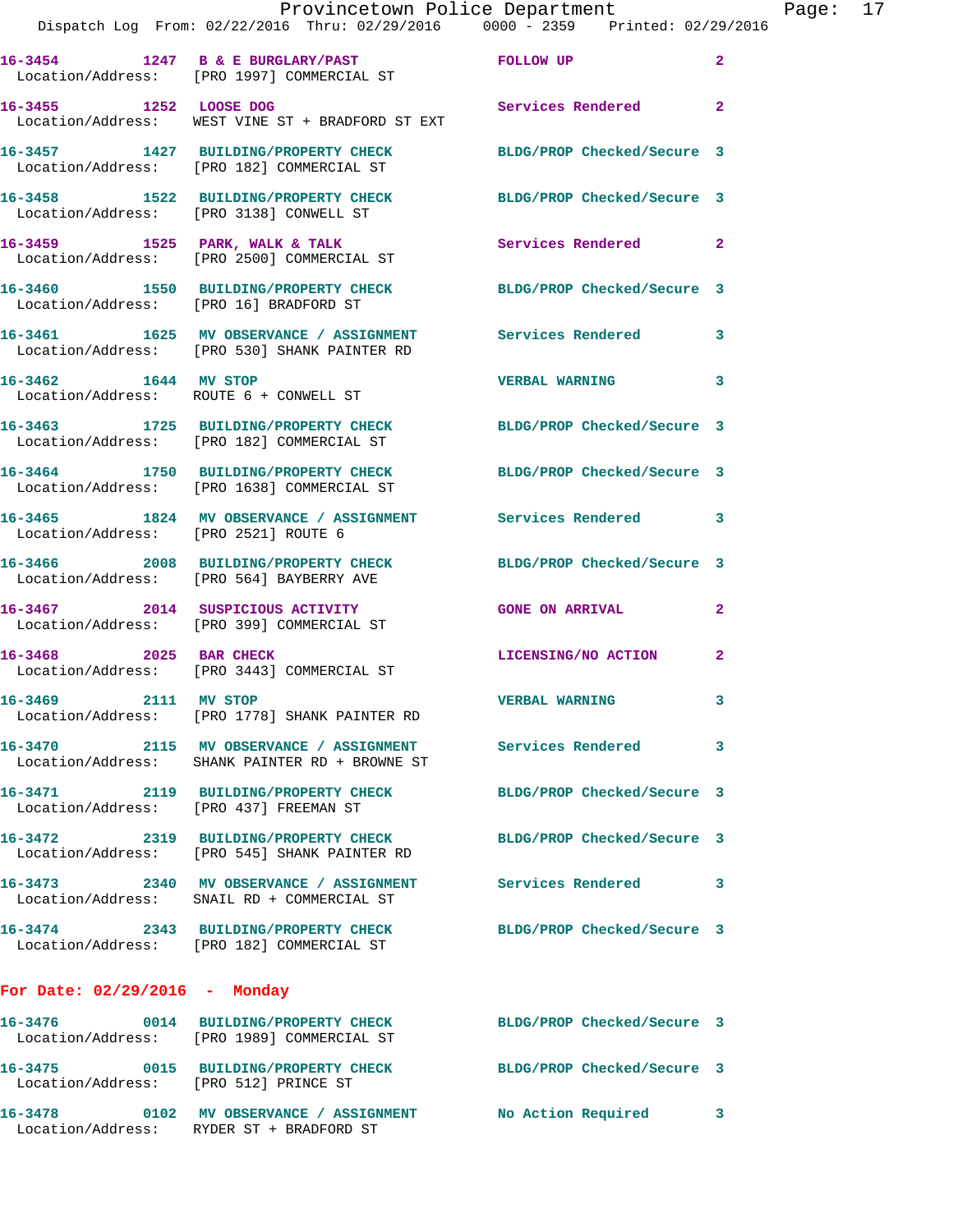16-3454 1247 B & E BURGLARY/PAST FOLLOW UP 2
Location/Address: [PRO 1997] COMMERCIAL ST

16-3455 1252 LOOSE DOG Services Rendered 2
Location/Address: WEST VINE ST + BRADFORD ST EXT

16-3457 1427 BUILDING/PROPERTY CHECK BLDG/PROP Checked/Secure 3
Location/Address: [PRO 182] COMMERCIAL ST

16-3458 1522 BUILDING/PROPERTY CHECK BLDG/PROP Checked/Secure 3
Location/Address: [PRO 3138] CONWELL ST

16-3459 1525 PARK, WALK & TALK Services Rendered 2
Location/Address: [PRO 2500] COMMERCIAL ST

16-3460 1550 BUILDING/PROPERTY CHECK BLDG/PROP Checked/Secure 3
Location/Address: [PRO 16] BRADFORD ST

16-3461 1625 MV OBSERVANCE / ASSIGNMENT Services Rendered 3
Location/Address: [PRO 530] SHANK PAINTER RD

16-3462 1644 MV STOP VERBAL WARNING 3
Location/Address: ROUTE 6 + CONWELL ST

16-3463 1725 BUILDING/PROPERTY CHECK BLDG/PROP Checked/Secure 3
Location/Address: [PRO 182] COMMERCIAL ST

16-3464 1750 BUILDING/PROPERTY CHECK BLDG/PROP Checked/Secure 3
Location/Address: [PRO 1638] COMMERCIAL ST

16-3465 1824 MV OBSERVANCE / ASSIGNMENT Services Rendered 3
Location/Address: [PRO 2521] ROUTE 6

16-3466 2008 BUILDING/PROPERTY CHECK BLDG/PROP Checked/Secure 3
Location/Address: [PRO 564] BAYBERRY AVE

16-3467 2014 SUSPICIOUS ACTIVITY GONE ON ARRIVAL 2
Location/Address: [PRO 399] COMMERCIAL ST

16-3468 2025 BAR CHECK LICENSING/NO ACTION 2
Location/Address: [PRO 3443] COMMERCIAL ST

16-3469 2111 MV STOP VERBAL WARNING 3
Location/Address: [PRO 1778] SHANK PAINTER RD

16-3470 2115 MV OBSERVANCE / ASSIGNMENT Services Rendered 3
Location/Address: SHANK PAINTER RD + BROWNE ST

16-3471 2119 BUILDING/PROPERTY CHECK BLDG/PROP Checked/Secure 3
Location/Address: [PRO 437] FREEMAN ST

16-3472 2319 BUILDING/PROPERTY CHECK BLDG/PROP Checked/Secure 3
Location/Address: [PRO 545] SHANK PAINTER RD

16-3473 2340 MV OBSERVANCE / ASSIGNMENT Services Rendered 3
Location/Address: SNAIL RD + COMMERCIAL ST

16-3474 2343 BUILDING/PROPERTY CHECK BLDG/PROP Checked/Secure 3
Location/Address: [PRO 182] COMMERCIAL ST

**For Date: 02/29/2016 - Monday**

16-3476 0014 BUILDING/PROPERTY CHECK BLDG/PROP Checked/Secure 3
Location/Address: [PRO 1989] COMMERCIAL ST

16-3475 0015 BUILDING/PROPERTY CHECK BLDG/PROP Checked/Secure 3
Location/Address: [PRO 512] PRINCE ST

16-3478 0102 MV OBSERVANCE / ASSIGNMENT No Action Required 3
Location/Address: RYDER ST + BRADFORD ST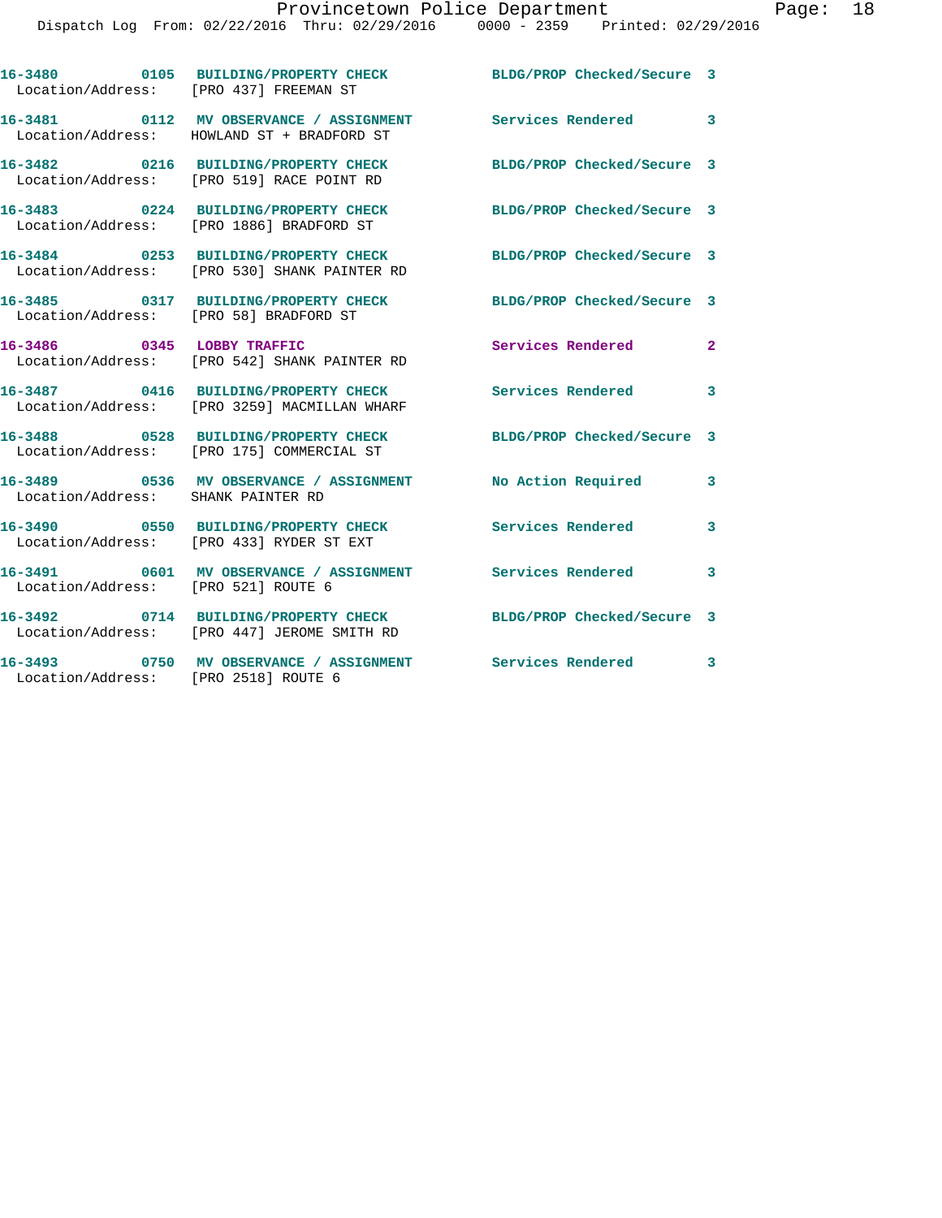| | | | | |
|---|---|---|---|---|
| 16-3480 | 0105 | BUILDING/PROPERTY CHECK | BLDG/PROP Checked/Secure | 3 |
| Location/Address: | | [PRO 437] FREEMAN ST | | |
| 16-3481 | 0112 | MV OBSERVANCE / ASSIGNMENT | Services Rendered | 3 |
| Location/Address: | | HOWLAND ST + BRADFORD ST | | |
| 16-3482 | 0216 | BUILDING/PROPERTY CHECK | BLDG/PROP Checked/Secure | 3 |
| Location/Address: | | [PRO 519] RACE POINT RD | | |
| 16-3483 | 0224 | BUILDING/PROPERTY CHECK | BLDG/PROP Checked/Secure | 3 |
| Location/Address: | | [PRO 1886] BRADFORD ST | | |
| 16-3484 | 0253 | BUILDING/PROPERTY CHECK | BLDG/PROP Checked/Secure | 3 |
| Location/Address: | | [PRO 530] SHANK PAINTER RD | | |
| 16-3485 | 0317 | BUILDING/PROPERTY CHECK | BLDG/PROP Checked/Secure | 3 |
| Location/Address: | | [PRO 58] BRADFORD ST | | |
| 16-3486 | 0345 | LOBBY TRAFFIC | Services Rendered | 2 |
| Location/Address: | | [PRO 542] SHANK PAINTER RD | | |
| 16-3487 | 0416 | BUILDING/PROPERTY CHECK | Services Rendered | 3 |
| Location/Address: | | [PRO 3259] MACMILLAN WHARF | | |
| 16-3488 | 0528 | BUILDING/PROPERTY CHECK | BLDG/PROP Checked/Secure | 3 |
| Location/Address: | | [PRO 175] COMMERCIAL ST | | |
| 16-3489 | 0536 | MV OBSERVANCE / ASSIGNMENT | No Action Required | 3 |
| Location/Address: | | SHANK PAINTER RD | | |
| 16-3490 | 0550 | BUILDING/PROPERTY CHECK | Services Rendered | 3 |
| Location/Address: | | [PRO 433] RYDER ST EXT | | |
| 16-3491 | 0601 | MV OBSERVANCE / ASSIGNMENT | Services Rendered | 3 |
| Location/Address: | | [PRO 521] ROUTE 6 | | |
| 16-3492 | 0714 | BUILDING/PROPERTY CHECK | BLDG/PROP Checked/Secure | 3 |
| Location/Address: | | [PRO 447] JEROME SMITH RD | | |
| 16-3493 | 0750 | MV OBSERVANCE / ASSIGNMENT | Services Rendered | 3 |
| Location/Address: | | [PRO 2518] ROUTE 6 | | |